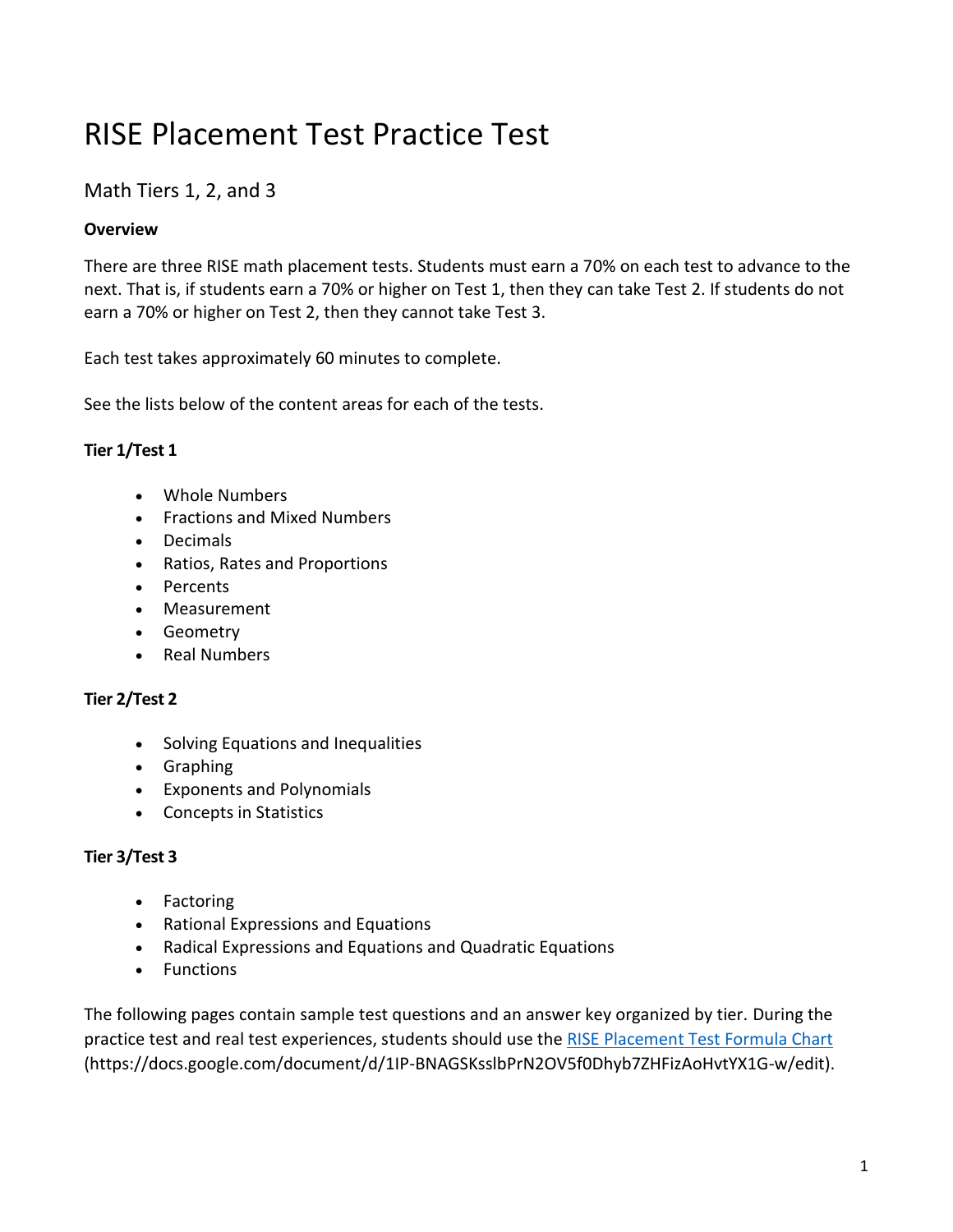# RISE Placement Test Practice Test

## Math Tiers 1, 2, and 3

**Overview**

There are three RISE math placement tests. Students must earn a 70% on each test to advance to the next. That is, if students earn a 70% or higher on Test 1, then they can take Test 2. If students do not earn a 70% or higher on Test 2, then they cannot take Test 3.

Each test takes approximately 60 minutes to complete.

See the lists below of the content areas for each of the tests.

**Tier 1/Test 1**

- Whole Numbers
- Fractions and Mixed Numbers
- Decimals
- Ratios, Rates and Proportions
- Percents
- Measurement
- Geometry
- Real Numbers

**Tier 2/Test 2**

- Solving Equations and Inequalities
- Graphing
- Exponents and Polynomials
- Concepts in Statistics

**Tier 3/Test 3**

- Factoring
- Rational Expressions and Equations
- Radical Expressions and Equations and Quadratic Equations
- Functions

The following pages contain sample test questions and an answer key organized by tier. During the practice test and real test experiences, students should use the [RISE Placement Test Formula Chart](https://docs.google.com/document/d/1IP-BNAGSKsslbPrN2OV5f0Dhyb7ZHFizAoHvtYX1G-w/edit) (https://docs.google.com/document/d/1IP-BNAGSKsslbPrN2OV5f0Dhyb7ZHFizAoHvtYX1G-w/edit).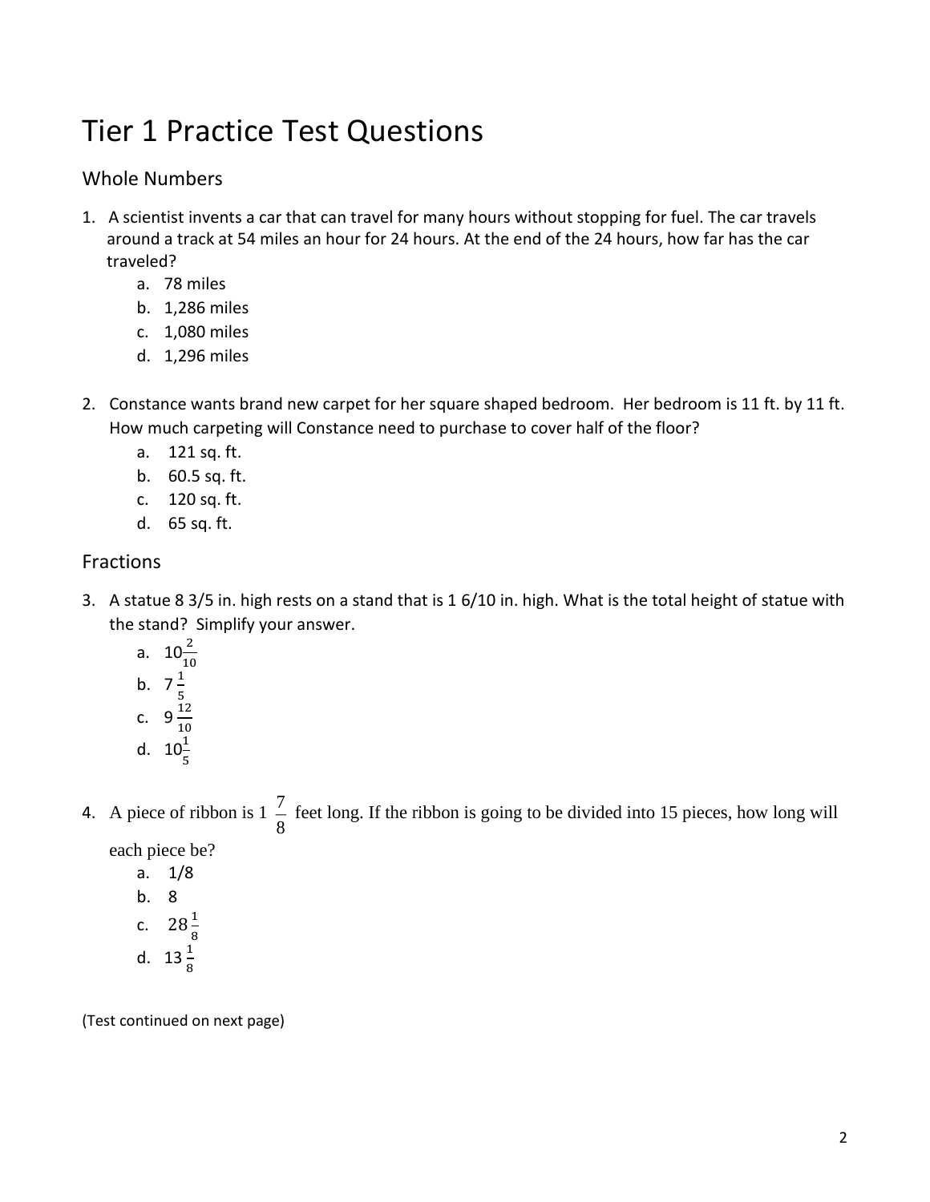# Tier 1 Practice Test Questions

## Whole Numbers

1. A scientist invents a car that can travel for many hours without stopping for fuel. The car travels around a track at 54 miles an hour for 24 hours. At the end of the 24 hours, how far has the car traveled?
   a. 78 miles
   b. 1,286 miles
   c. 1,080 miles
   d. 1,296 miles

2. Constance wants brand new carpet for her square shaped bedroom. Her bedroom is 11 ft. by 11 ft. How much carpeting will Constance need to purchase to cover half of the floor?
   a. 121 sq. ft.
   b. 60.5 sq. ft.
   c. 120 sq. ft.
   d. 65 sq. ft.

## Fractions

3. A statue 8 3/5 in. high rests on a stand that is 1 6/10 in. high. What is the total height of statue with the stand? Simplify your answer.
   a. $10\frac{2}{10}$
   b. $7\frac{1}{5}$
   c. $9\frac{12}{10}$
   d. $10\frac{1}{5}$

4. A piece of ribbon is $1\frac{7}{8}$ feet long. If the ribbon is going to be divided into 15 pieces, how long will each piece be?
   a. 1/8
   b. 8
   c. $28\frac{1}{8}$
   d. $13\frac{1}{8}$

(Test continued on next page)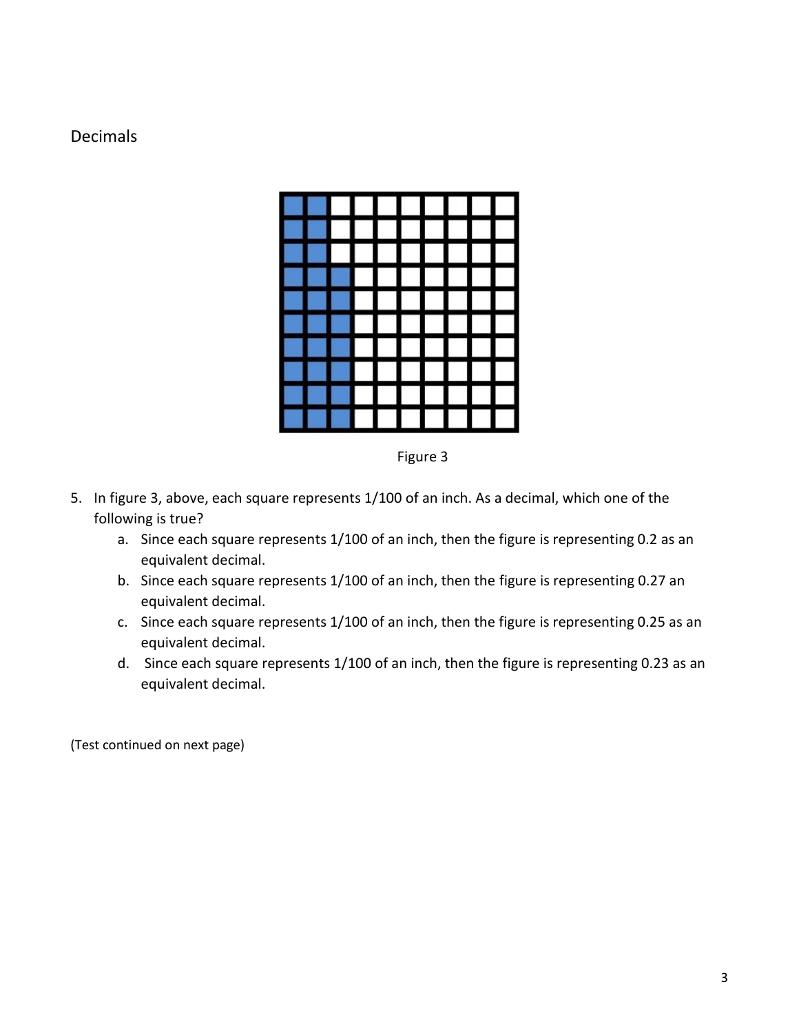Decimals

Figure 3

5. In figure 3, above, each square represents 1/100 of an inch. As a decimal, which one of the following is true?
   a. Since each square represents 1/100 of an inch, then the figure is representing 0.2 as an equivalent decimal.
   b. Since each square represents 1/100 of an inch, then the figure is representing 0.27 an equivalent decimal.
   c. Since each square represents 1/100 of an inch, then the figure is representing 0.25 as an equivalent decimal.
   d. Since each square represents 1/100 of an inch, then the figure is representing 0.23 as an equivalent decimal.

(Test continued on next page)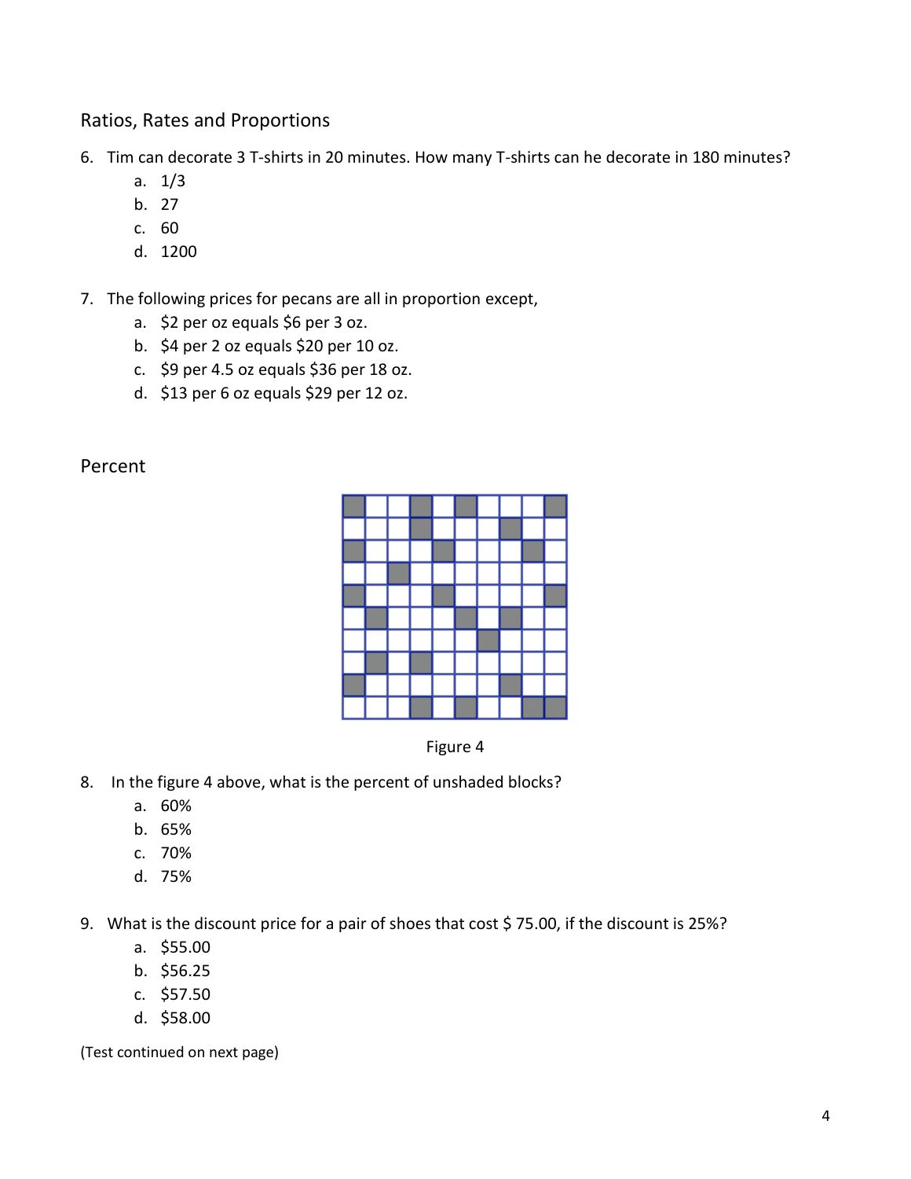## Ratios, Rates and Proportions

6. Tim can decorate 3 T-shirts in 20 minutes. How many T-shirts can he decorate in 180 minutes?
   a. 1/3
   b. 27
   c. 60
   d. 1200

7. The following prices for pecans are all in proportion except,
   a. $2 per oz equals $6 per 3 oz.
   b. $4 per 2 oz equals $20 per 10 oz.
   c. $9 per 4.5 oz equals $36 per 18 oz.
   d. $13 per 6 oz equals $29 per 12 oz.

## Percent

Figure 4

8. In the figure 4 above, what is the percent of unshaded blocks?
   a. 60%
   b. 65%
   c. 70%
   d. 75%

9. What is the discount price for a pair of shoes that cost $ 75.00, if the discount is 25%?
   a. $55.00
   b. $56.25
   c. $57.50
   d. $58.00

(Test continued on next page)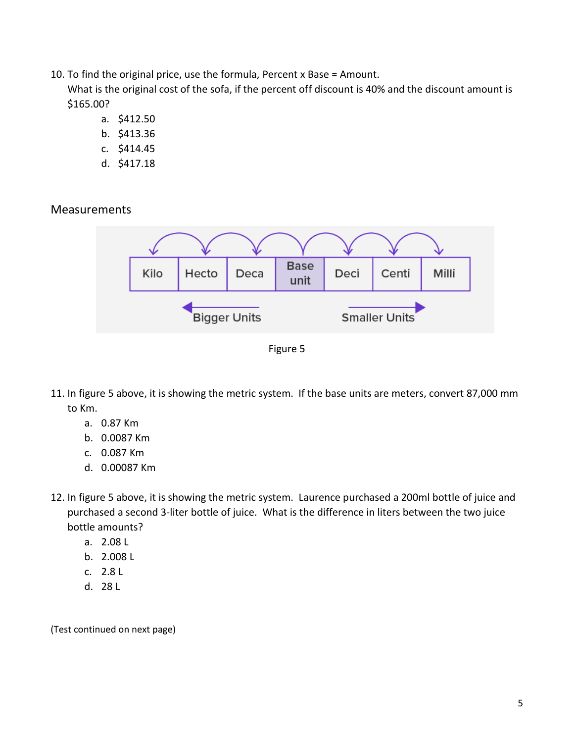10. To find the original price, use the formula, Percent x Base = Amount.
    What is the original cost of the sofa, if the percent off discount is 40% and the discount amount is $165.00?
    a. $412.50
    b. $413.36
    c. $414.45
    d. $417.18

## Measurements

| Kilo | Hecto | Deca | Base unit | Deci | Centi | Milli |
|---|---|---|---|---|---|---|

← Bigger Units — Smaller Units →

Figure 5

11. In figure 5 above, it is showing the metric system. If the base units are meters, convert 87,000 mm to Km.
    a. 0.87 Km
    b. 0.0087 Km
    c. 0.087 Km
    d. 0.00087 Km

12. In figure 5 above, it is showing the metric system. Laurence purchased a 200ml bottle of juice and purchased a second 3-liter bottle of juice. What is the difference in liters between the two juice bottle amounts?
    a. 2.08 L
    b. 2.008 L
    c. 2.8 L
    d. 28 L

(Test continued on next page)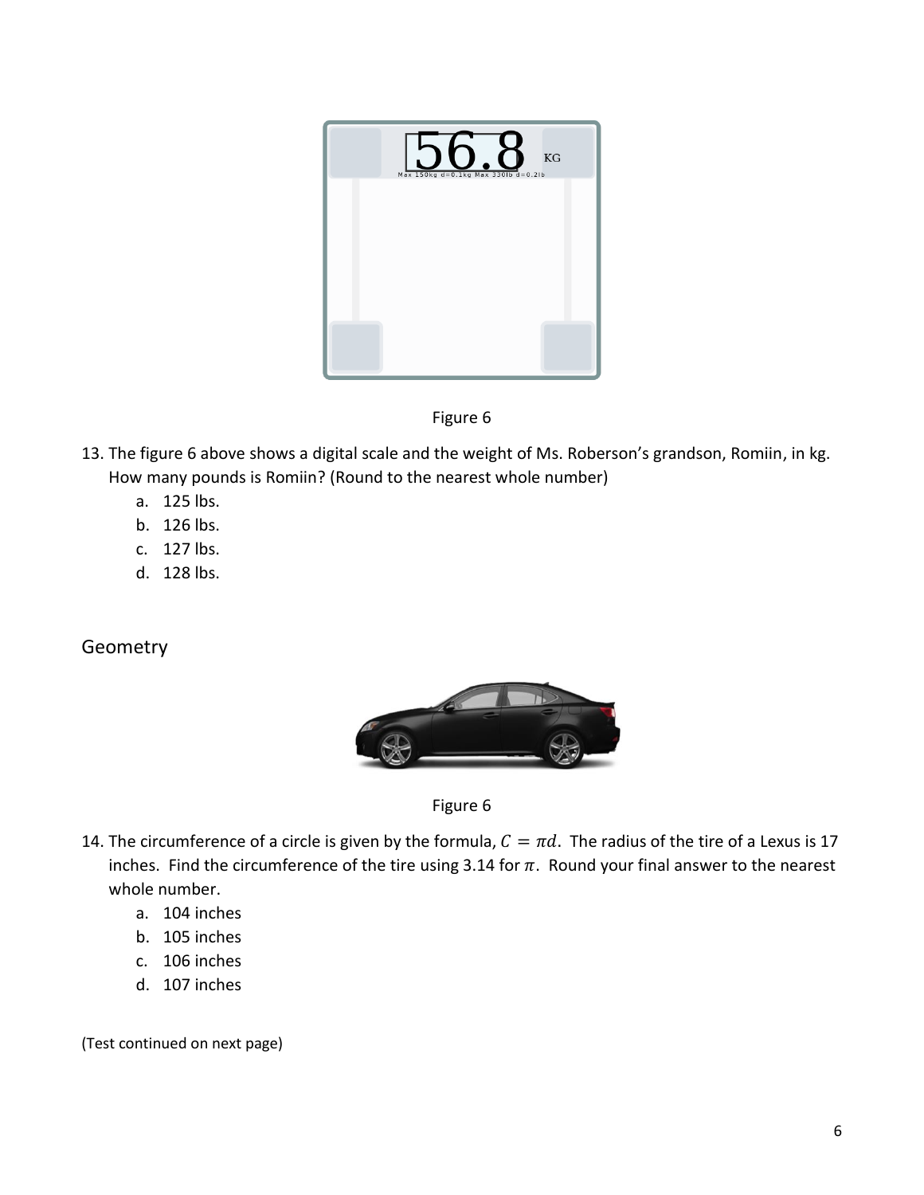Figure 6

13. The figure 6 above shows a digital scale and the weight of Ms. Roberson's grandson, Romiin, in kg. How many pounds is Romiin? (Round to the nearest whole number)
    a. 125 lbs.
    b. 126 lbs.
    c. 127 lbs.
    d. 128 lbs.

## Geometry

Figure 6

14. The circumference of a circle is given by the formula, $C = \pi d$. The radius of the tire of a Lexus is 17 inches. Find the circumference of the tire using 3.14 for $\pi$. Round your final answer to the nearest whole number.
    a. 104 inches
    b. 105 inches
    c. 106 inches
    d. 107 inches

(Test continued on next page)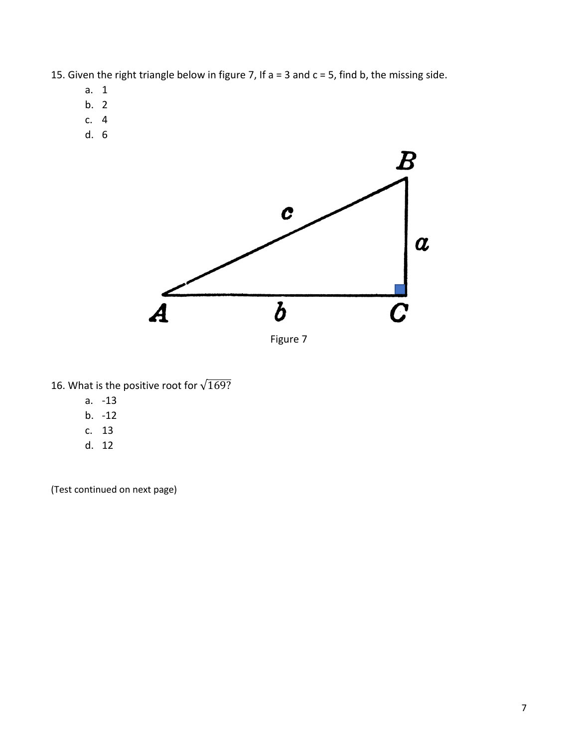15. Given the right triangle below in figure 7, If a = 3 and c = 5, find b, the missing side.

   a. 1
   b. 2
   c. 4
   d. 6

Figure 7

16. What is the positive root for $\sqrt{169}$?

   a. -13
   b. -12
   c. 13
   d. 12

(Test continued on next page)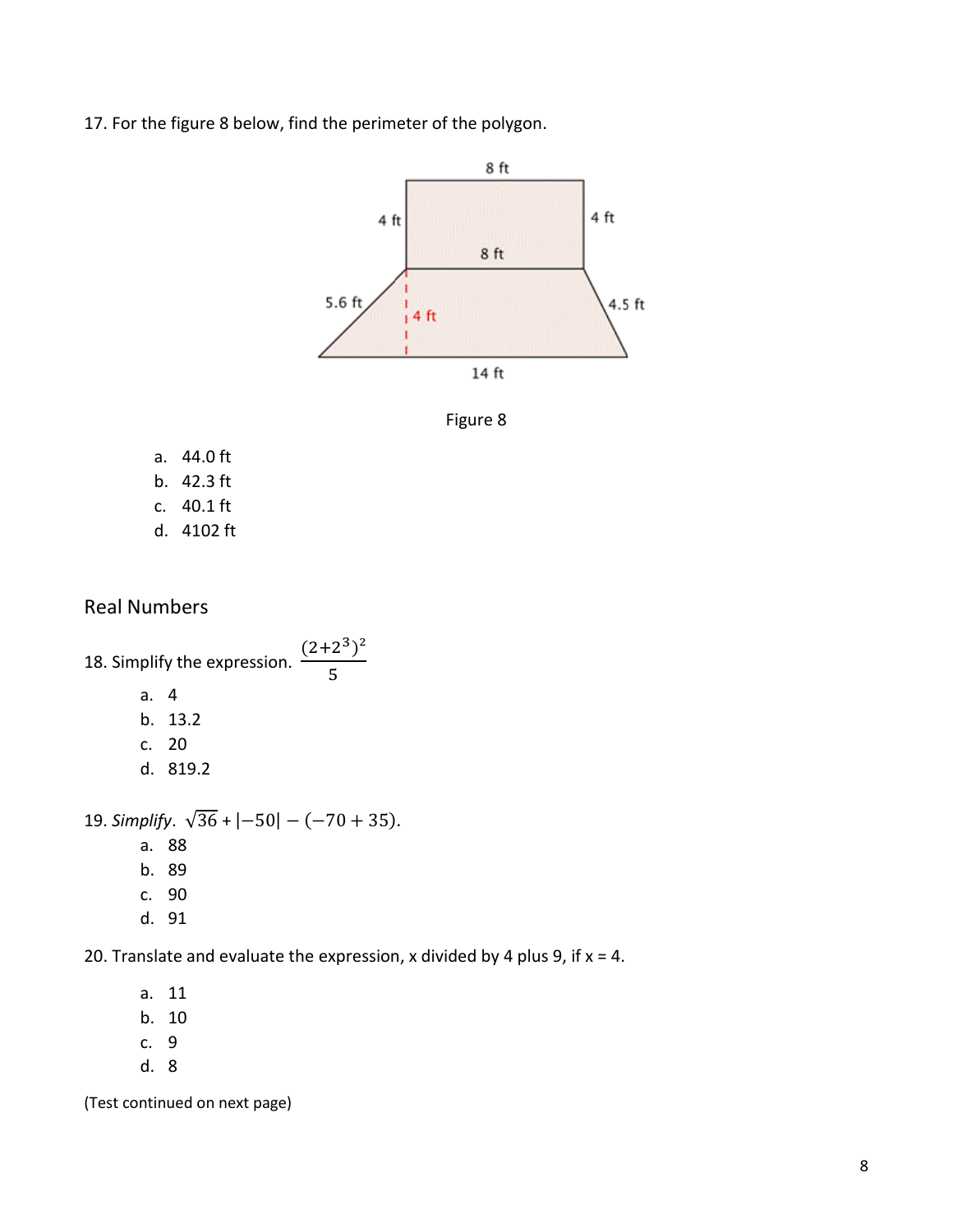17. For the figure 8 below, find the perimeter of the polygon.

Figure 8

a. 44.0 ft
b. 42.3 ft
c. 40.1 ft
d. 4102 ft

## Real Numbers

18. Simplify the expression. $\frac{(2+2^3)^2}{5}$

a. 4
b. 13.2
c. 20
d. 819.2

19. *Simplify*. $\sqrt{36} + |-50| - (-70 + 35)$.

a. 88
b. 89
c. 90
d. 91

20. Translate and evaluate the expression, x divided by 4 plus 9, if x = 4.

a. 11
b. 10
c. 9
d. 8

(Test continued on next page)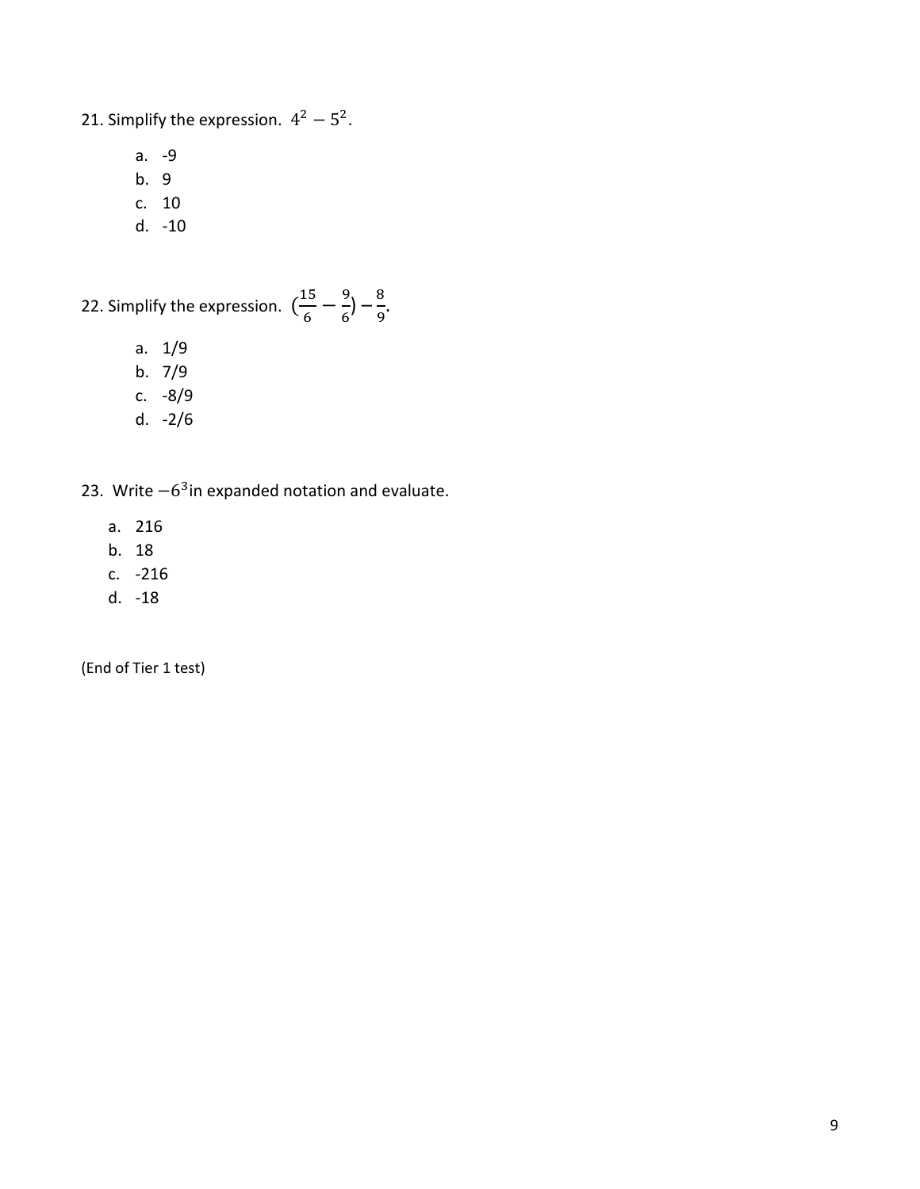21. Simplify the expression. $4^2 - 5^2$.

   a. -9
   b. 9
   c. 10
   d. -10

22. Simplify the expression. $(\frac{15}{6} - \frac{9}{6}) - \frac{8}{9}$.

   a. 1/9
   b. 7/9
   c. -8/9
   d. -2/6

23. Write $-6^3$ in expanded notation and evaluate.

   a. 216
   b. 18
   c. -216
   d. -18

(End of Tier 1 test)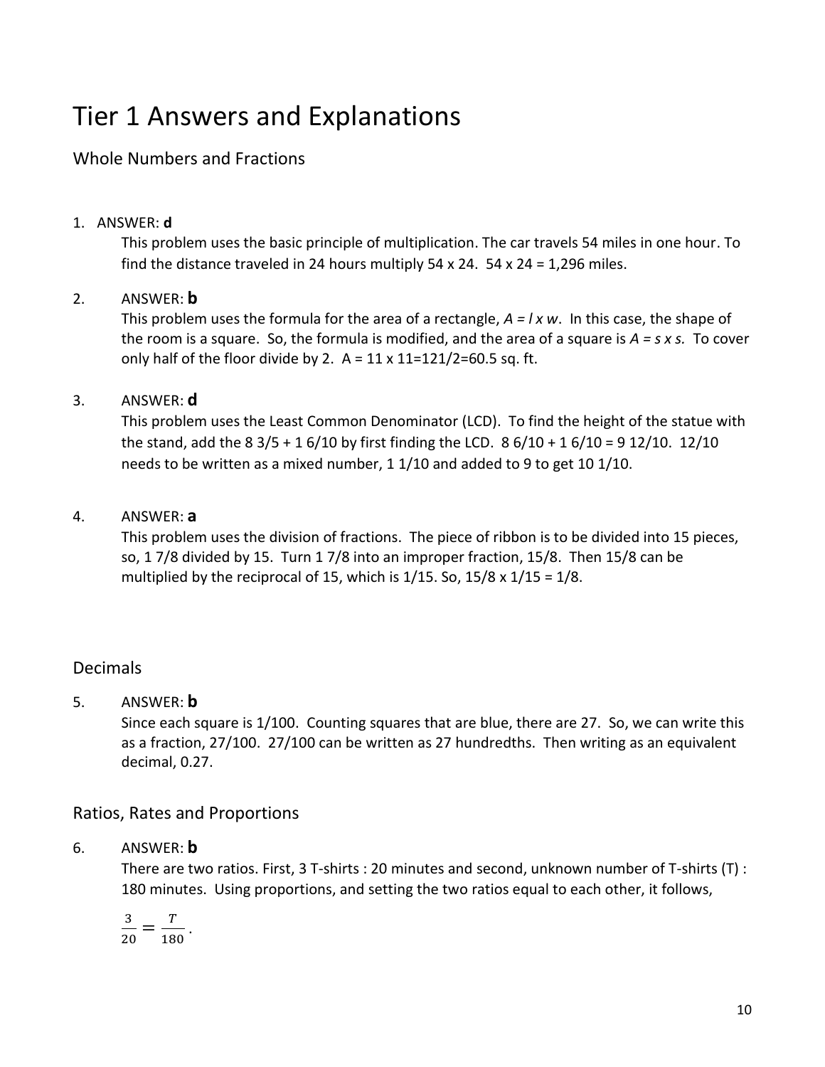# Tier 1 Answers and Explanations

## Whole Numbers and Fractions

1. ANSWER: **d**

   This problem uses the basic principle of multiplication. The car travels 54 miles in one hour. To find the distance traveled in 24 hours multiply 54 x 24. 54 x 24 = 1,296 miles.

2. ANSWER: **b**

   This problem uses the formula for the area of a rectangle, *A = l x w*. In this case, the shape of the room is a square. So, the formula is modified, and the area of a square is *A = s x s.* To cover only half of the floor divide by 2. A = 11 x 11=121/2=60.5 sq. ft.

3. ANSWER: **d**

   This problem uses the Least Common Denominator (LCD). To find the height of the statue with the stand, add the 8 3/5 + 1 6/10 by first finding the LCD. 8 6/10 + 1 6/10 = 9 12/10. 12/10 needs to be written as a mixed number, 1 1/10 and added to 9 to get 10 1/10.

4. ANSWER: **a**

   This problem uses the division of fractions. The piece of ribbon is to be divided into 15 pieces, so, 1 7/8 divided by 15. Turn 1 7/8 into an improper fraction, 15/8. Then 15/8 can be multiplied by the reciprocal of 15, which is 1/15. So, 15/8 x 1/15 = 1/8.

## Decimals

5. ANSWER: **b**

   Since each square is 1/100. Counting squares that are blue, there are 27. So, we can write this as a fraction, 27/100. 27/100 can be written as 27 hundredths. Then writing as an equivalent decimal, 0.27.

## Ratios, Rates and Proportions

6. ANSWER: **b**

   There are two ratios. First, 3 T-shirts : 20 minutes and second, unknown number of T-shirts (T) : 180 minutes. Using proportions, and setting the two ratios equal to each other, it follows,

   $$\frac{3}{20} = \frac{T}{180}.$$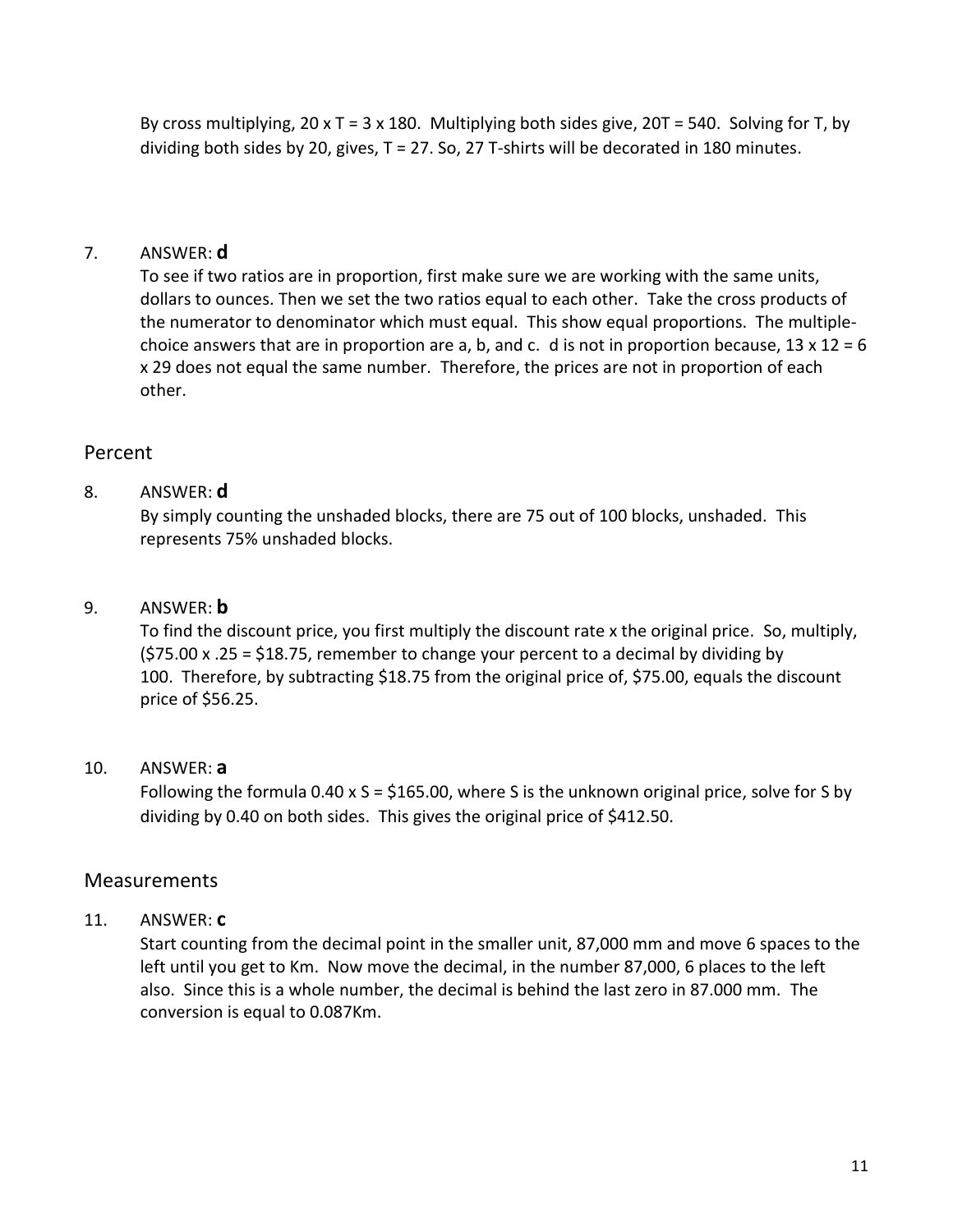By cross multiplying, $20 \times T = 3 \times 180$. Multiplying both sides give, $20T = 540$. Solving for T, by dividing both sides by 20, gives, $T = 27$. So, 27 T-shirts will be decorated in 180 minutes.

7. ANSWER: **d**

   To see if two ratios are in proportion, first make sure we are working with the same units, dollars to ounces. Then we set the two ratios equal to each other. Take the cross products of the numerator to denominator which must equal. This show equal proportions. The multiple-choice answers that are in proportion are a, b, and c. d is not in proportion because, $13 \times 12 = 6 \times 29$ does not equal the same number. Therefore, the prices are not in proportion of each other.

## Percent

8. ANSWER: **d**

   By simply counting the unshaded blocks, there are 75 out of 100 blocks, unshaded. This represents 75% unshaded blocks.

9. ANSWER: **b**

   To find the discount price, you first multiply the discount rate x the original price. So, multiply, ($75.00 x .25 = $18.75, remember to change your percent to a decimal by dividing by 100. Therefore, by subtracting $18.75 from the original price of, $75.00, equals the discount price of $56.25.

10. ANSWER: **a**

    Following the formula $0.40 \times S = \$165.00$, where S is the unknown original price, solve for S by dividing by 0.40 on both sides. This gives the original price of $412.50.

## Measurements

11. ANSWER: **c**

    Start counting from the decimal point in the smaller unit, 87,000 mm and move 6 spaces to the left until you get to Km. Now move the decimal, in the number 87,000, 6 places to the left also. Since this is a whole number, the decimal is behind the last zero in 87.000 mm. The conversion is equal to 0.087Km.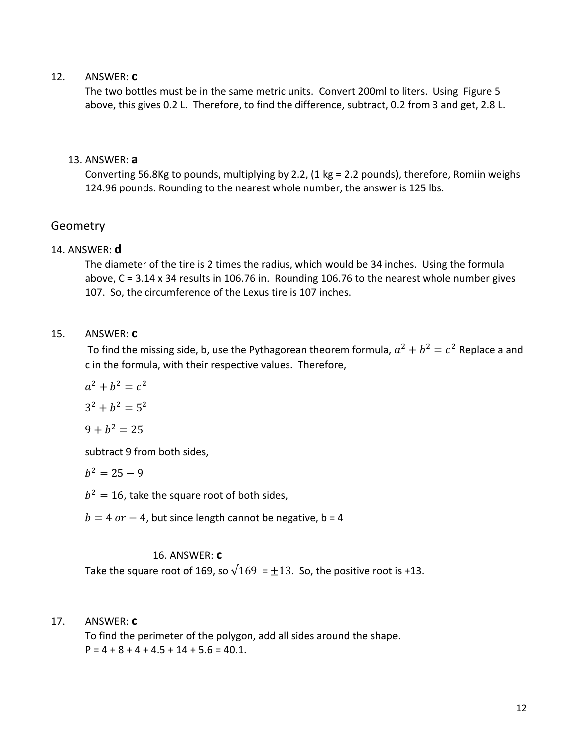12. ANSWER: **c**

The two bottles must be in the same metric units. Convert 200ml to liters. Using Figure 5 above, this gives 0.2 L. Therefore, to find the difference, subtract, 0.2 from 3 and get, 2.8 L.

13. ANSWER: **a**

Converting 56.8Kg to pounds, multiplying by 2.2, (1 kg = 2.2 pounds), therefore, Romiin weighs 124.96 pounds. Rounding to the nearest whole number, the answer is 125 lbs.

## Geometry

14. ANSWER: **d**

The diameter of the tire is 2 times the radius, which would be 34 inches. Using the formula above, C = 3.14 x 34 results in 106.76 in. Rounding 106.76 to the nearest whole number gives 107. So, the circumference of the Lexus tire is 107 inches.

15. ANSWER: **c**

To find the missing side, b, use the Pythagorean theorem formula, $a^2 + b^2 = c^2$ Replace a and c in the formula, with their respective values. Therefore,

$a^2 + b^2 = c^2$

$3^2 + b^2 = 5^2$

$9 + b^2 = 25$

subtract 9 from both sides,

$b^2 = 25 - 9$

$b^2 = 16$, take the square root of both sides,

$b = 4 \; or -4$, but since length cannot be negative, b = 4

16. ANSWER: **c**

Take the square root of 169, so $\sqrt{169} = \pm 13$. So, the positive root is +13.

17. ANSWER: **c**

To find the perimeter of the polygon, add all sides around the shape.
P = 4 + 8 + 4 + 4.5 + 14 + 5.6 = 40.1.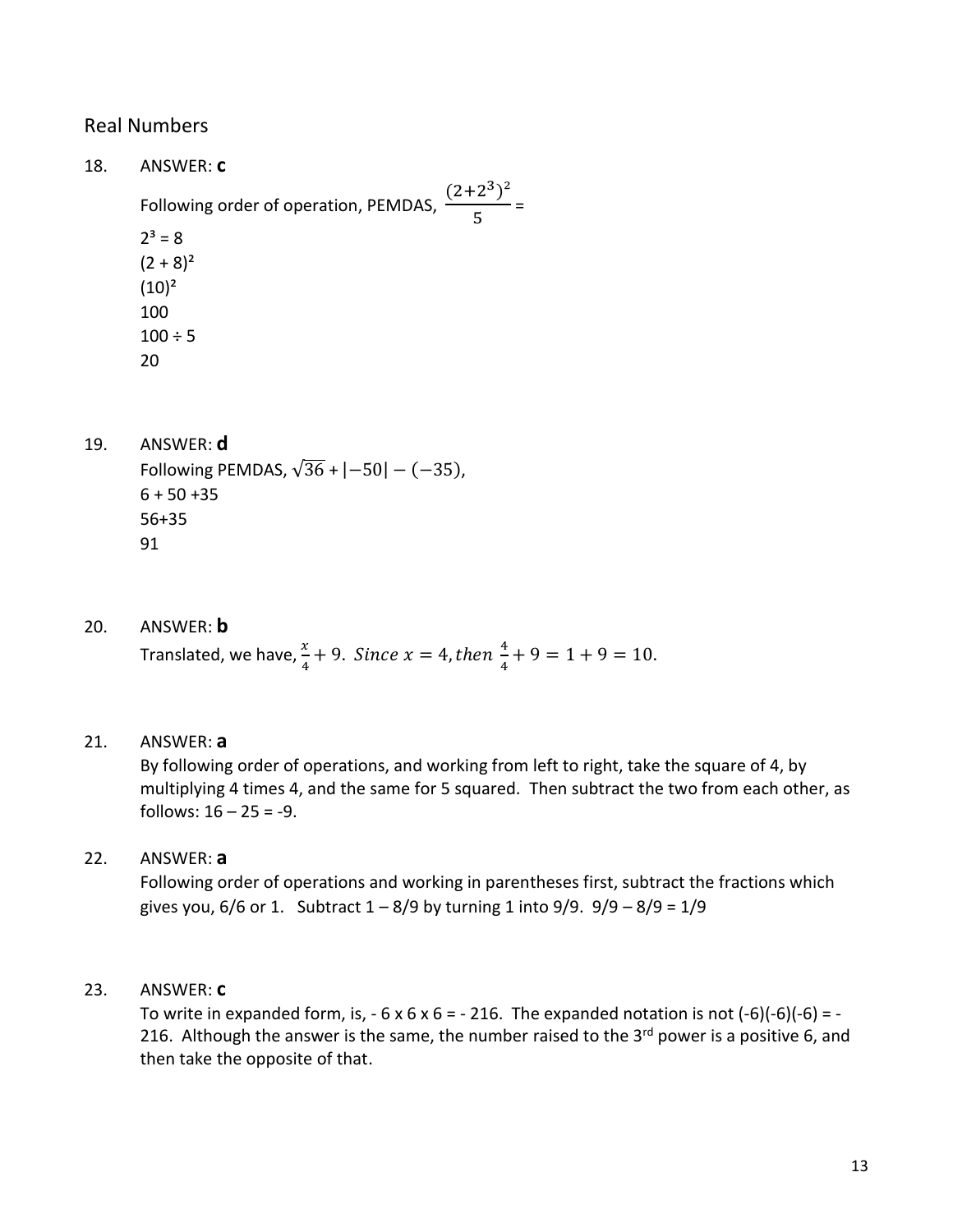## Real Numbers

18. ANSWER: **c**

    Following order of operation, PEMDAS, $\frac{(2+2^3)^2}{5}$ =

    $2^3 = 8$

    $(2 + 8)^2$

    $(10)^2$

    100

    100 ÷ 5

    20

19. ANSWER: **d**

    Following PEMDAS, $\sqrt{36} + |-50| - (-35)$,

    6 + 50 +35

    56+35

    91

20. ANSWER: **b**

    Translated, we have, $\frac{x}{4} + 9$. $Since\ x = 4, then\ \frac{4}{4} + 9 = 1 + 9 = 10$.

21. ANSWER: **a**

    By following order of operations, and working from left to right, take the square of 4, by multiplying 4 times 4, and the same for 5 squared. Then subtract the two from each other, as follows: 16 – 25 = -9.

22. ANSWER: **a**

    Following order of operations and working in parentheses first, subtract the fractions which gives you, 6/6 or 1. Subtract 1 – 8/9 by turning 1 into 9/9. 9/9 – 8/9 = 1/9

23. ANSWER: **c**

    To write in expanded form, is, - 6 x 6 x 6 = - 216. The expanded notation is not (-6)(-6)(-6) = -216. Although the answer is the same, the number raised to the 3rd power is a positive 6, and then take the opposite of that.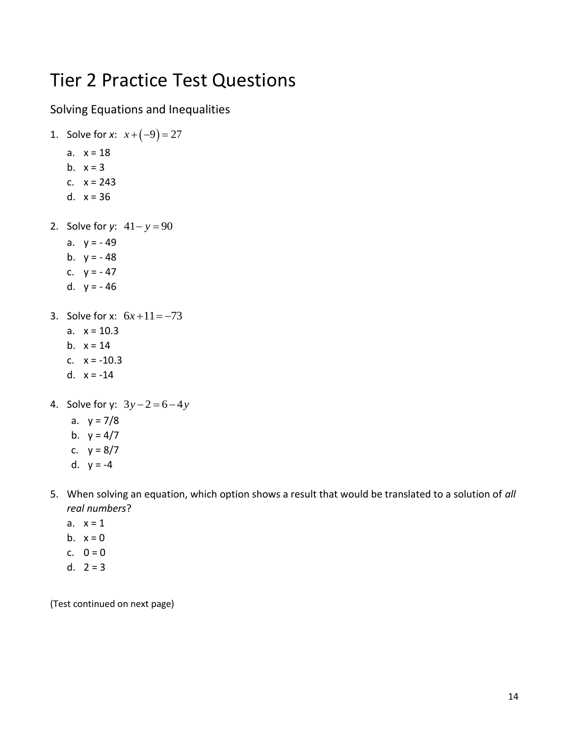# Tier 2 Practice Test Questions

## Solving Equations and Inequalities

1. Solve for *x*: $x+(-9)=27$
   a. x = 18
   b. x = 3
   c. x = 243
   d. x = 36

2. Solve for *y*: $41-y=90$
   a. y = - 49
   b. y = - 48
   c. y = - 47
   d. y = - 46

3. Solve for x: $6x+11=-73$
   a. x = 10.3
   b. x = 14
   c. x = -10.3
   d. x = -14

4. Solve for y: $3y-2=6-4y$
   a. y = 7/8
   b. y = 4/7
   c. y = 8/7
   d. y = -4

5. When solving an equation, which option shows a result that would be translated to a solution of *all real numbers*?
   a. x = 1
   b. x = 0
   c. 0 = 0
   d. 2 = 3

(Test continued on next page)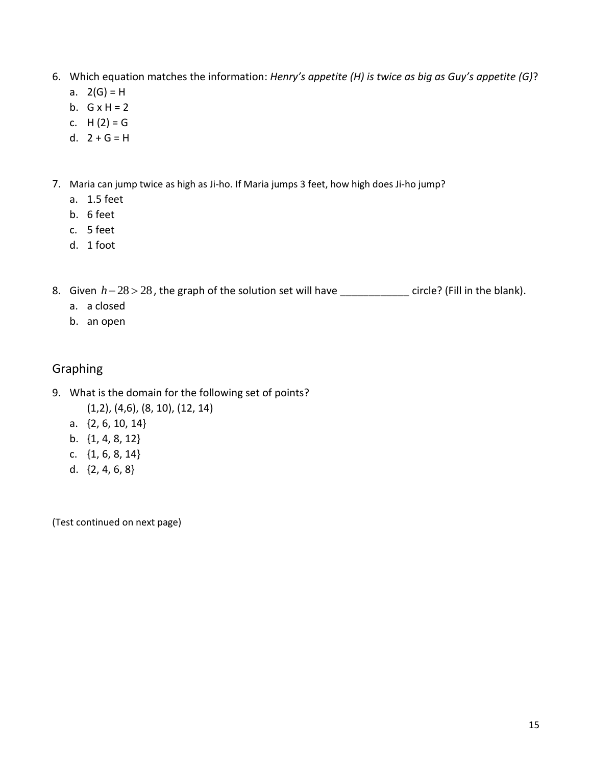6. Which equation matches the information: *Henry's appetite (H) is twice as big as Guy's appetite (G)*?
   a. 2(G) = H
   b. G x H = 2
   c. H (2) = G
   d. 2 + G = H

7. Maria can jump twice as high as Ji-ho. If Maria jumps 3 feet, how high does Ji-ho jump?
   a. 1.5 feet
   b. 6 feet
   c. 5 feet
   d. 1 foot

8. Given $h - 28 > 28$, the graph of the solution set will have ____________ circle? (Fill in the blank).
   a. a closed
   b. an open

## Graphing

9. What is the domain for the following set of points?
   (1,2), (4,6), (8, 10), (12, 14)
   a. {2, 6, 10, 14}
   b. {1, 4, 8, 12}
   c. {1, 6, 8, 14}
   d. {2, 4, 6, 8}

(Test continued on next page)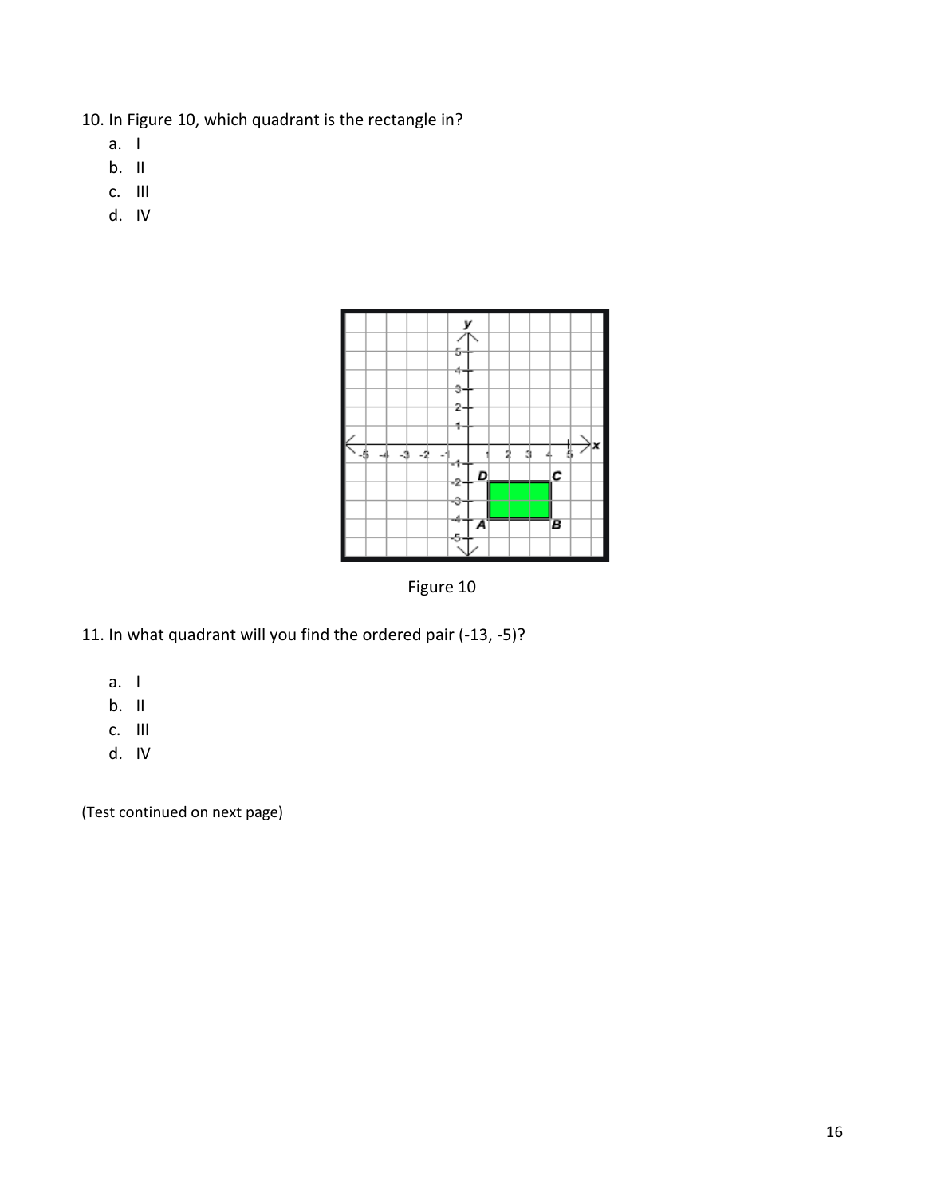10. In Figure 10, which quadrant is the rectangle in?
   a. I
   b. II
   c. III
   d. IV

Figure 10

11. In what quadrant will you find the ordered pair (-13, -5)?
   a. I
   b. II
   c. III
   d. IV

(Test continued on next page)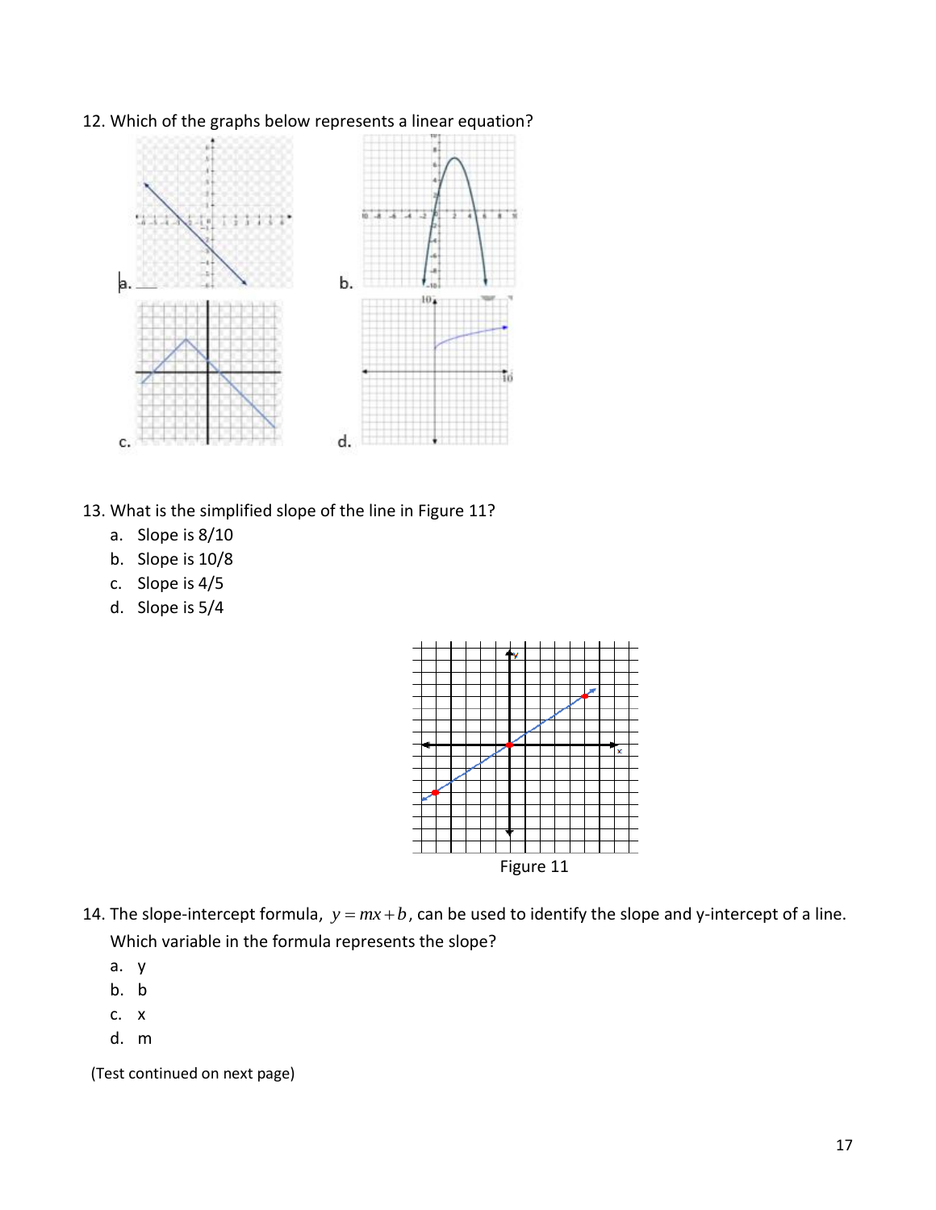12. Which of the graphs below represents a linear equation?

a.

b.

c.

d.

13. What is the simplified slope of the line in Figure 11?
   a. Slope is 8/10
   b. Slope is 10/8
   c. Slope is 4/5
   d. Slope is 5/4

Figure 11

14. The slope-intercept formula, $y = mx + b$, can be used to identify the slope and y-intercept of a line. Which variable in the formula represents the slope?
   a. y
   b. b
   c. x
   d. m

(Test continued on next page)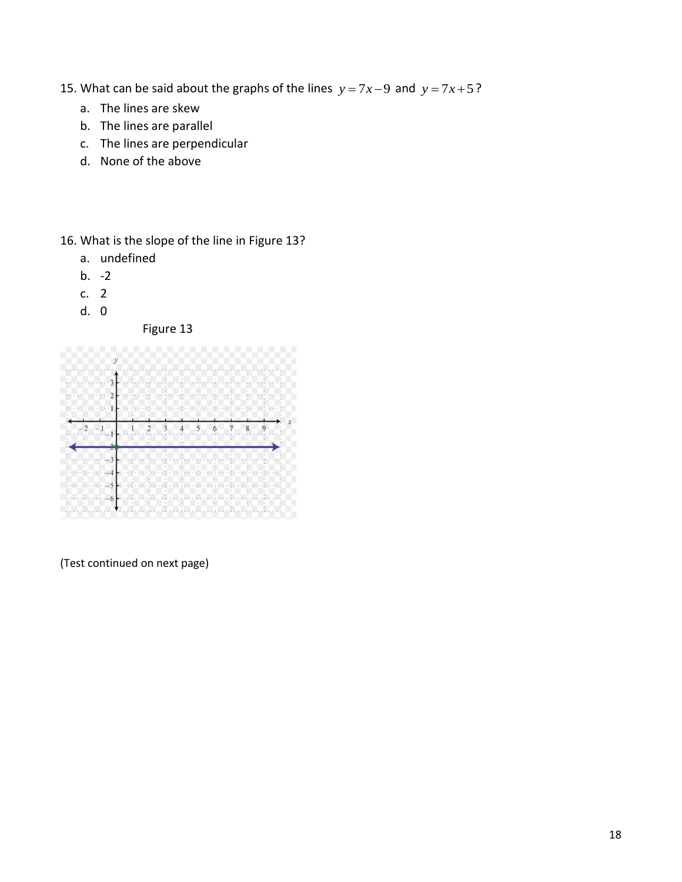15. What can be said about the graphs of the lines $y = 7x - 9$ and $y = 7x + 5$?
    a. The lines are skew
    b. The lines are parallel
    c. The lines are perpendicular
    d. None of the above

16. What is the slope of the line in Figure 13?
    a. undefined
    b. -2
    c. 2
    d. 0

Figure 13

(Test continued on next page)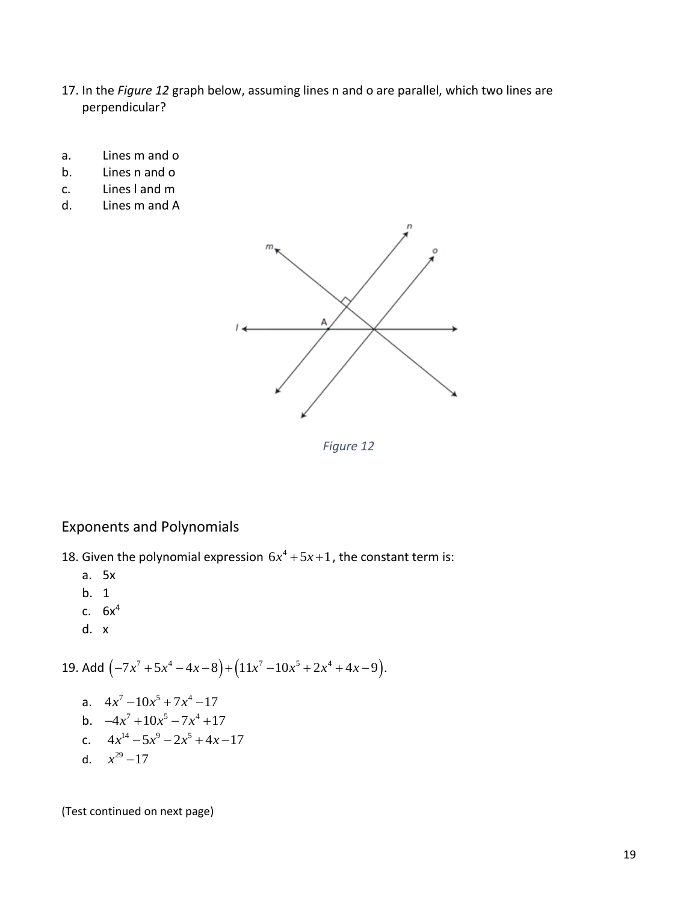17. In the *Figure 12* graph below, assuming lines n and o are parallel, which two lines are perpendicular?

a. Lines m and o
b. Lines n and o
c. Lines l and m
d. Lines m and A

*Figure 12*

## Exponents and Polynomials

18. Given the polynomial expression $6x^4 + 5x + 1$, the constant term is:
    a. 5x
    b. 1
    c. $6x^4$
    d. x

19. Add $\left(-7x^7 + 5x^4 - 4x - 8\right) + \left(11x^7 - 10x^5 + 2x^4 + 4x - 9\right)$.

    a. $4x^7 - 10x^5 + 7x^4 - 17$
    b. $-4x^7 + 10x^5 - 7x^4 + 17$
    c. $4x^{14} - 5x^9 - 2x^5 + 4x - 17$
    d. $x^{29} - 17$

(Test continued on next page)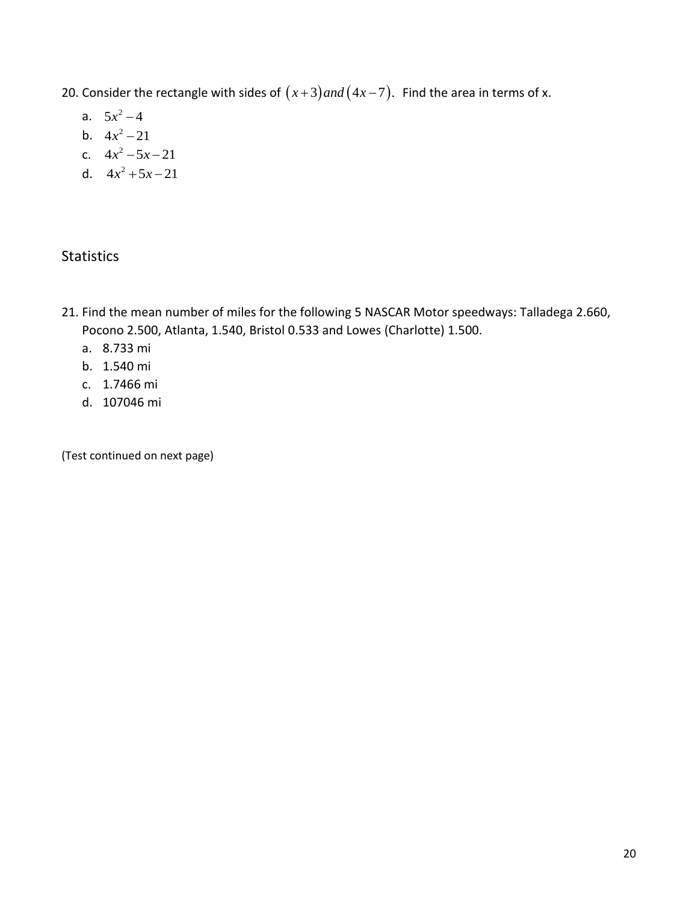20. Consider the rectangle with sides of $(x+3)\,and\,(4x-7)$. Find the area in terms of x.

    a. $5x^2 - 4$
    b. $4x^2 - 21$
    c. $4x^2 - 5x - 21$
    d. $4x^2 + 5x - 21$

## Statistics

21. Find the mean number of miles for the following 5 NASCAR Motor speedways: Talladega 2.660, Pocono 2.500, Atlanta, 1.540, Bristol 0.533 and Lowes (Charlotte) 1.500.

    a. 8.733 mi
    b. 1.540 mi
    c. 1.7466 mi
    d. 107046 mi

(Test continued on next page)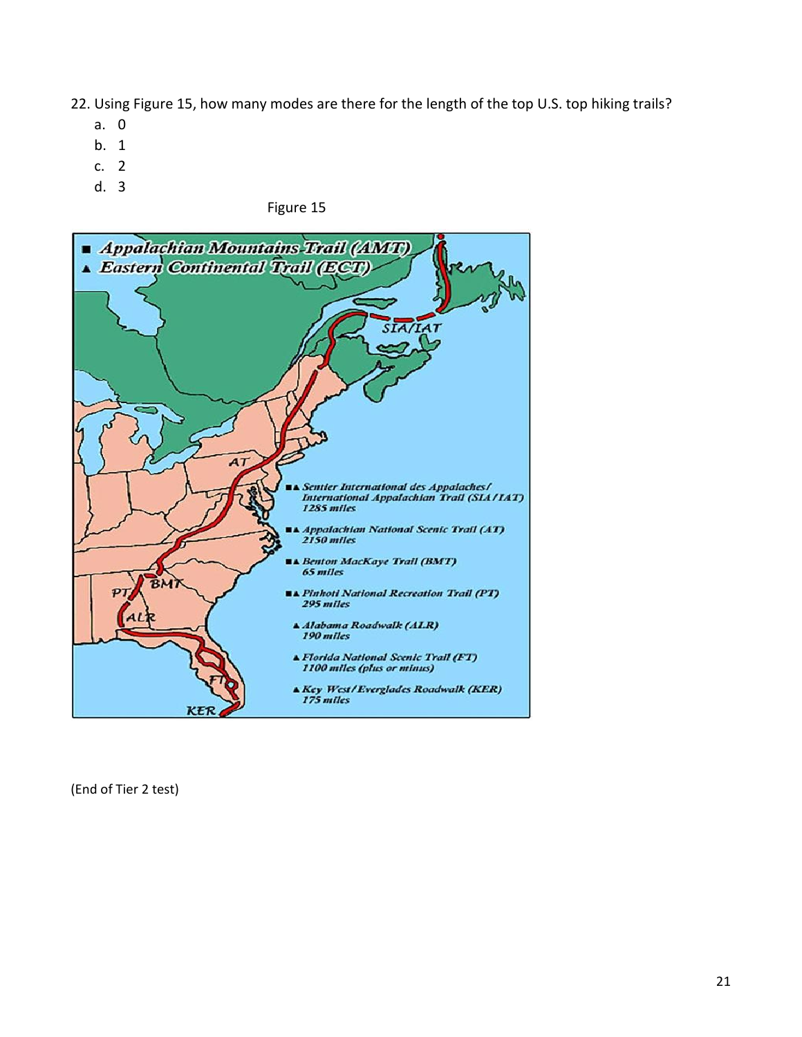22. Using Figure 15, how many modes are there for the length of the top U.S. top hiking trails?

   a. 0
   b. 1
   c. 2
   d. 3

Figure 15

(End of Tier 2 test)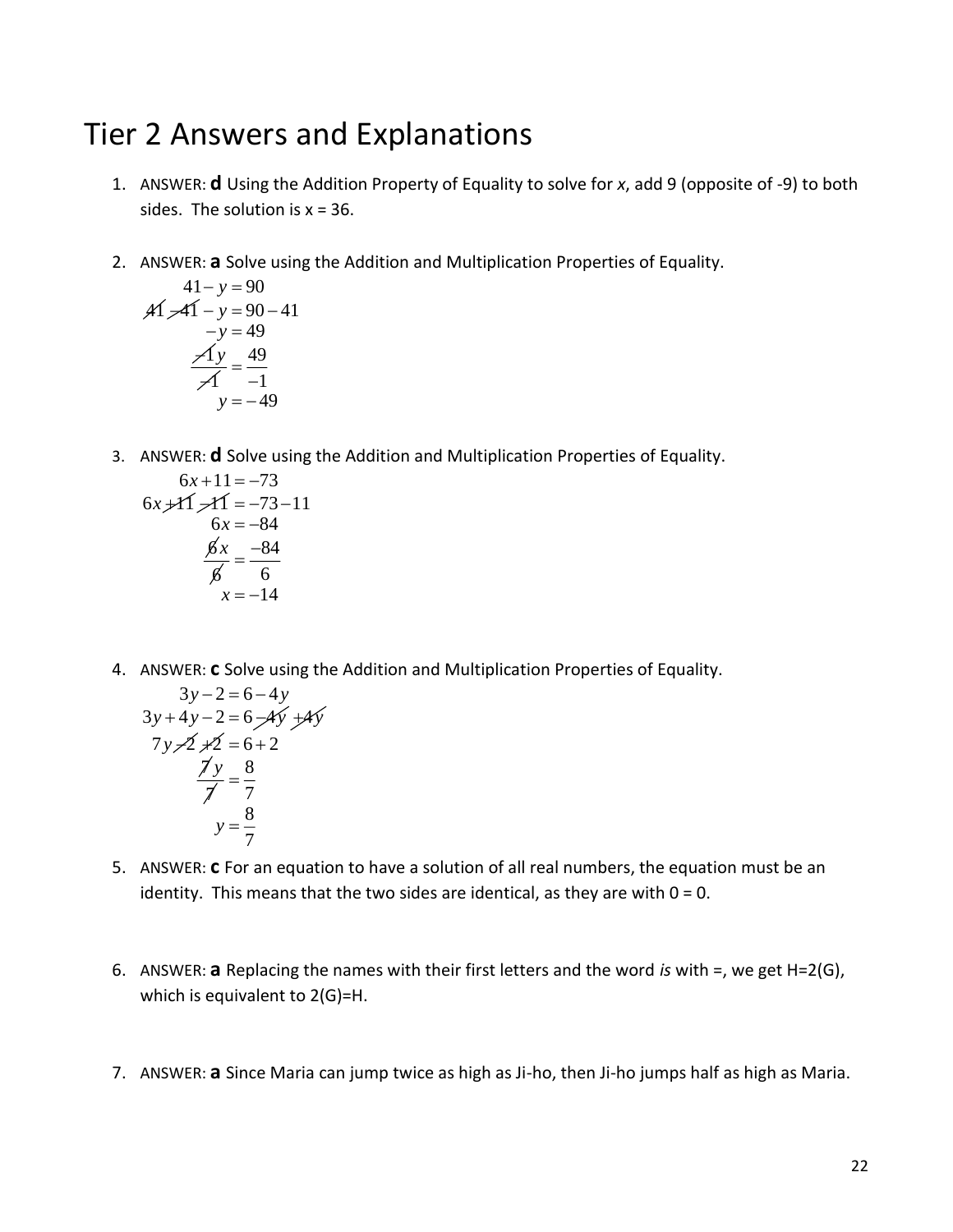# Tier 2 Answers and Explanations

1. ANSWER: **d** Using the Addition Property of Equality to solve for *x*, add 9 (opposite of -9) to both sides. The solution is x = 36.

2. ANSWER: **a** Solve using the Addition and Multiplication Properties of Equality.

$$
\begin{aligned}
41 - y &= 90 \\
41 - 41 - y &= 90 - 41 \\
-y &= 49 \\
\frac{-1y}{-1} &= \frac{49}{-1} \\
y &= -49
\end{aligned}
$$

3. ANSWER: **d** Solve using the Addition and Multiplication Properties of Equality.

$$
\begin{aligned}
6x + 11 &= -73 \\
6x + 11 - 11 &= -73 - 11 \\
6x &= -84 \\
\frac{6x}{6} &= \frac{-84}{6} \\
x &= -14
\end{aligned}
$$

4. ANSWER: **c** Solve using the Addition and Multiplication Properties of Equality.

$$
\begin{aligned}
3y - 2 &= 6 - 4y \\
3y + 4y - 2 &= 6 - 4y + 4y \\
7y - 2 + 2 &= 6 + 2 \\
\frac{7y}{7} &= \frac{8}{7} \\
y &= \frac{8}{7}
\end{aligned}
$$

5. ANSWER: **c** For an equation to have a solution of all real numbers, the equation must be an identity. This means that the two sides are identical, as they are with 0 = 0.

6. ANSWER: **a** Replacing the names with their first letters and the word *is* with =, we get H=2(G), which is equivalent to 2(G)=H.

7. ANSWER: **a** Since Maria can jump twice as high as Ji-ho, then Ji-ho jumps half as high as Maria.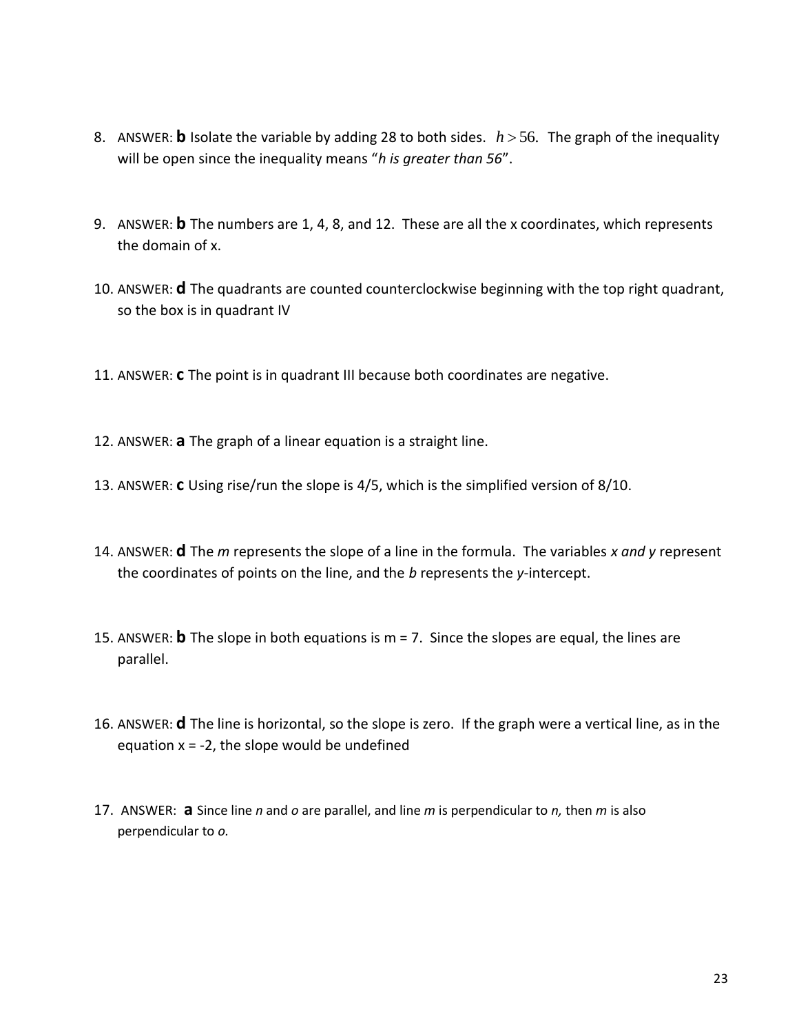8. ANSWER: **b** Isolate the variable by adding 28 to both sides. $h > 56$. The graph of the inequality will be open since the inequality means "*h is greater than 56*".

9. ANSWER: **b** The numbers are 1, 4, 8, and 12. These are all the x coordinates, which represents the domain of x.

10. ANSWER: **d** The quadrants are counted counterclockwise beginning with the top right quadrant, so the box is in quadrant IV

11. ANSWER: **c** The point is in quadrant III because both coordinates are negative.

12. ANSWER: **a** The graph of a linear equation is a straight line.

13. ANSWER: **c** Using rise/run the slope is 4/5, which is the simplified version of 8/10.

14. ANSWER: **d** The *m* represents the slope of a line in the formula. The variables *x and y* represent the coordinates of points on the line, and the *b* represents the *y*-intercept.

15. ANSWER: **b** The slope in both equations is m = 7. Since the slopes are equal, the lines are parallel.

16. ANSWER: **d** The line is horizontal, so the slope is zero. If the graph were a vertical line, as in the equation x = -2, the slope would be undefined

17. ANSWER: **a** Since line *n* and *o* are parallel, and line *m* is perpendicular to *n,* then *m* is also perpendicular to *o.*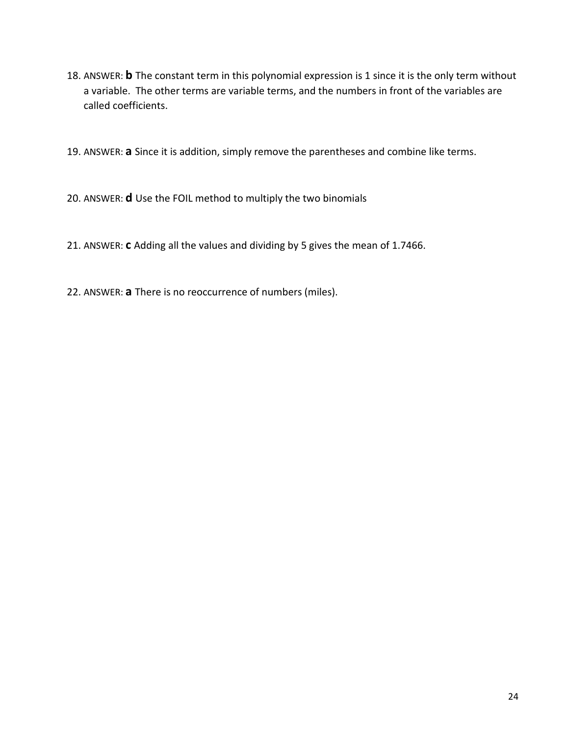18. ANSWER: **b** The constant term in this polynomial expression is 1 since it is the only term without a variable. The other terms are variable terms, and the numbers in front of the variables are called coefficients.

19. ANSWER: **a** Since it is addition, simply remove the parentheses and combine like terms.

20. ANSWER: **d** Use the FOIL method to multiply the two binomials

21. ANSWER: **c** Adding all the values and dividing by 5 gives the mean of 1.7466.

22. ANSWER: **a** There is no reoccurrence of numbers (miles).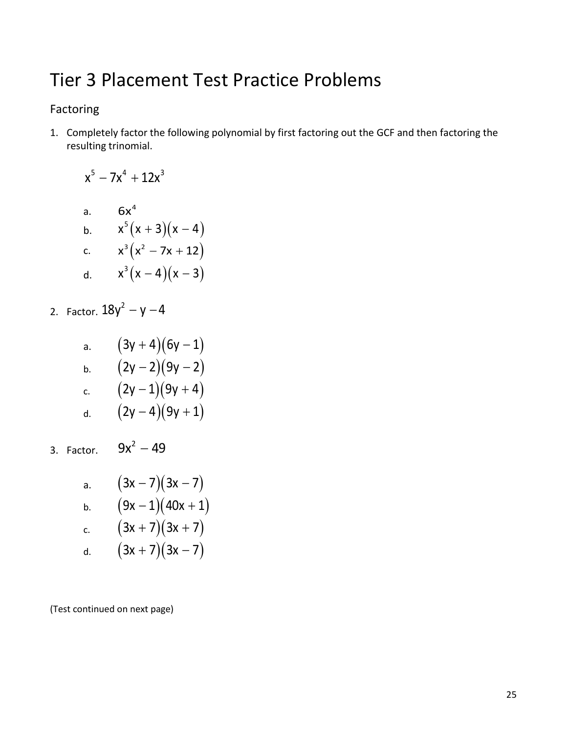# Tier 3 Placement Test Practice Problems

## Factoring

1. Completely factor the following polynomial by first factoring out the GCF and then factoring the resulting trinomial.

   $$x^5 - 7x^4 + 12x^3$$

   a. $6x^4$
   b. $x^5(x+3)(x-4)$
   c. $x^3(x^2 - 7x + 12)$
   d. $x^3(x-4)(x-3)$

2. Factor. $18y^2 - y - 4$

   a. $(3y+4)(6y-1)$
   b. $(2y-2)(9y-2)$
   c. $(2y-1)(9y+4)$
   d. $(2y-4)(9y+1)$

3. Factor. $9x^2 - 49$

   a. $(3x-7)(3x-7)$
   b. $(9x-1)(40x+1)$
   c. $(3x+7)(3x+7)$
   d. $(3x+7)(3x-7)$

(Test continued on next page)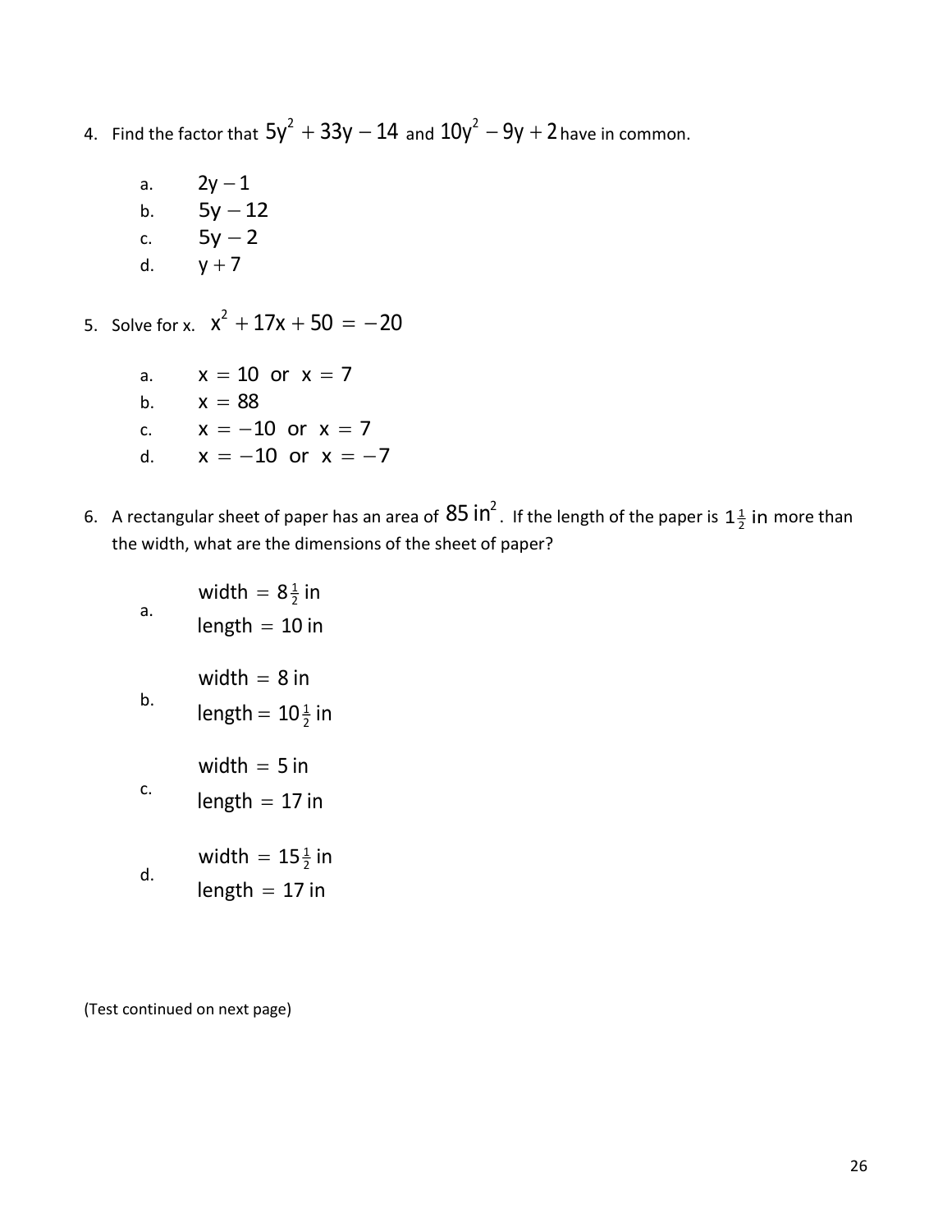4. Find the factor that $5y^2 + 33y - 14$ and $10y^2 - 9y + 2$ have in common.

   a. $2y - 1$
   b. $5y - 12$
   c. $5y - 2$
   d. $y + 7$

5. Solve for x. $x^2 + 17x + 50 = -20$

   a. $x = 10$ or $x = 7$
   b. $x = 88$
   c. $x = -10$ or $x = 7$
   d. $x = -10$ or $x = -7$

6. A rectangular sheet of paper has an area of $85 \text{ in}^2$. If the length of the paper is $1\frac{1}{2}$ in more than the width, what are the dimensions of the sheet of paper?

   a. width $= 8\frac{1}{2}$ in
      length $= 10$ in

   b. width $= 8$ in
      length $= 10\frac{1}{2}$ in

   c. width $= 5$ in
      length $= 17$ in

   d. width $= 15\frac{1}{2}$ in
      length $= 17$ in

(Test continued on next page)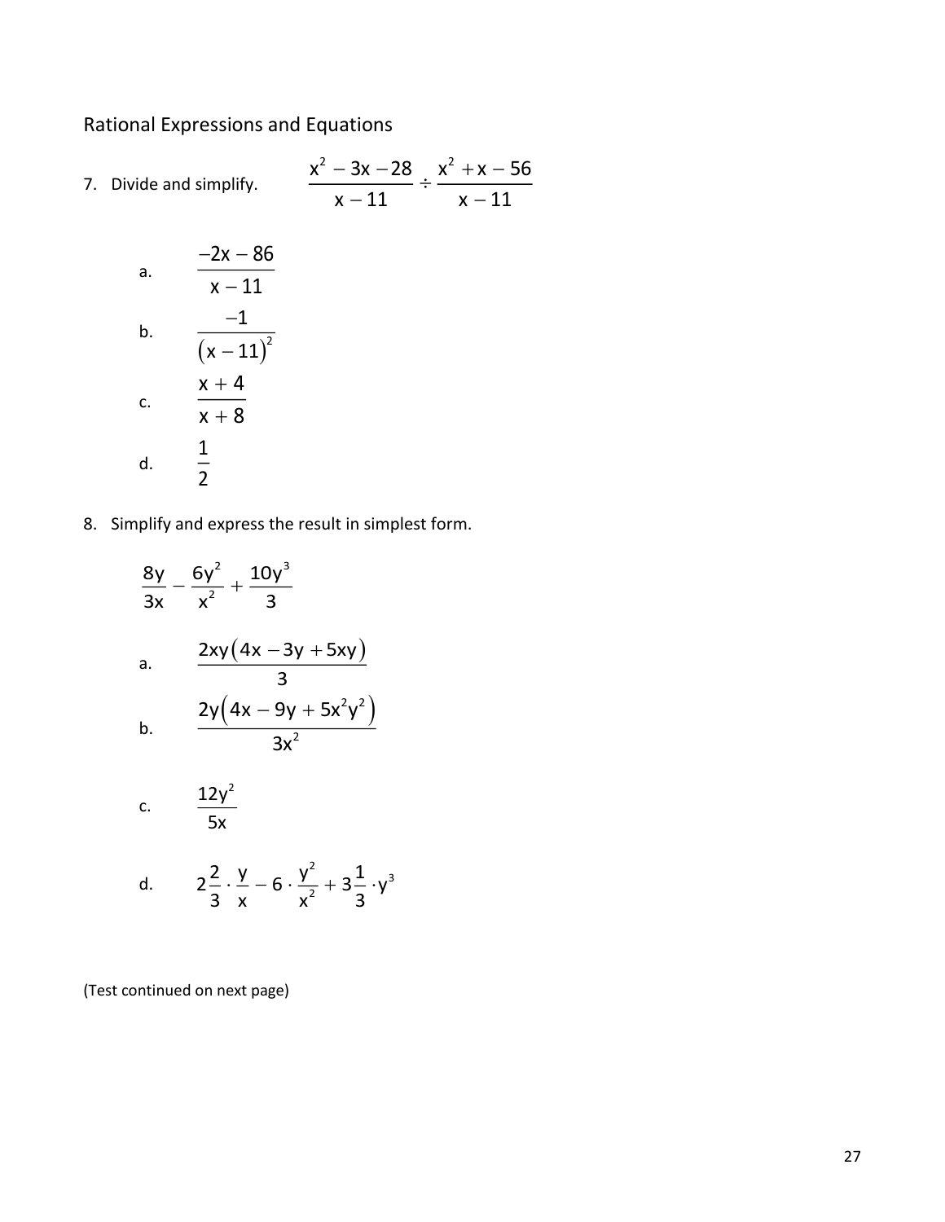## Rational Expressions and Equations

7. Divide and simplify. $\dfrac{x^2 - 3x - 28}{x - 11} \div \dfrac{x^2 + x - 56}{x - 11}$

   a. $\dfrac{-2x - 86}{x - 11}$

   b. $\dfrac{-1}{(x - 11)^2}$

   c. $\dfrac{x + 4}{x + 8}$

   d. $\dfrac{1}{2}$

8. Simplify and express the result in simplest form.

   $$\frac{8y}{3x} - \frac{6y^2}{x^2} + \frac{10y^3}{3}$$

   a. $\dfrac{2xy(4x - 3y + 5xy)}{3}$

   b. $\dfrac{2y(4x - 9y + 5x^2y^2)}{3x^2}$

   c. $\dfrac{12y^2}{5x}$

   d. $2\dfrac{2}{3} \cdot \dfrac{y}{x} - 6 \cdot \dfrac{y^2}{x^2} + 3\dfrac{1}{3} \cdot y^3$

(Test continued on next page)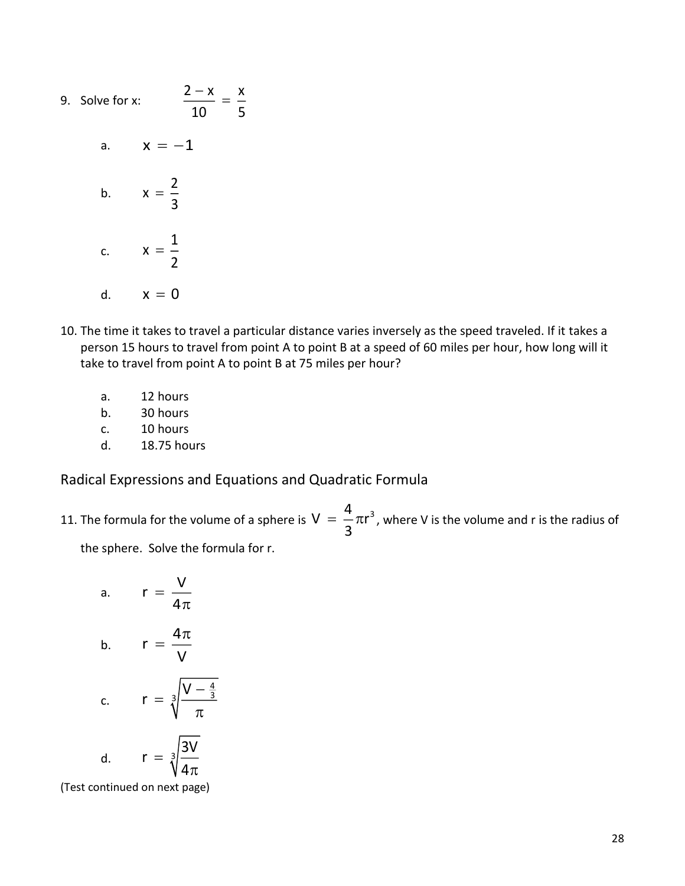9. Solve for x: $\dfrac{2 - x}{10} = \dfrac{x}{5}$

   a. $x = -1$

   b. $x = \dfrac{2}{3}$

   c. $x = \dfrac{1}{2}$

   d. $x = 0$

10. The time it takes to travel a particular distance varies inversely as the speed traveled. If it takes a person 15 hours to travel from point A to point B at a speed of 60 miles per hour, how long will it take to travel from point A to point B at 75 miles per hour?

    a. 12 hours
    b. 30 hours
    c. 10 hours
    d. 18.75 hours

## Radical Expressions and Equations and Quadratic Formula

11. The formula for the volume of a sphere is $V = \dfrac{4}{3}\pi r^3$, where V is the volume and r is the radius of the sphere. Solve the formula for r.

    a. $r = \dfrac{V}{4\pi}$

    b. $r = \dfrac{4\pi}{V}$

    c. $r = \sqrt[3]{\dfrac{V - \frac{4}{3}}{\pi}}$

    d. $r = \sqrt[3]{\dfrac{3V}{4\pi}}$

(Test continued on next page)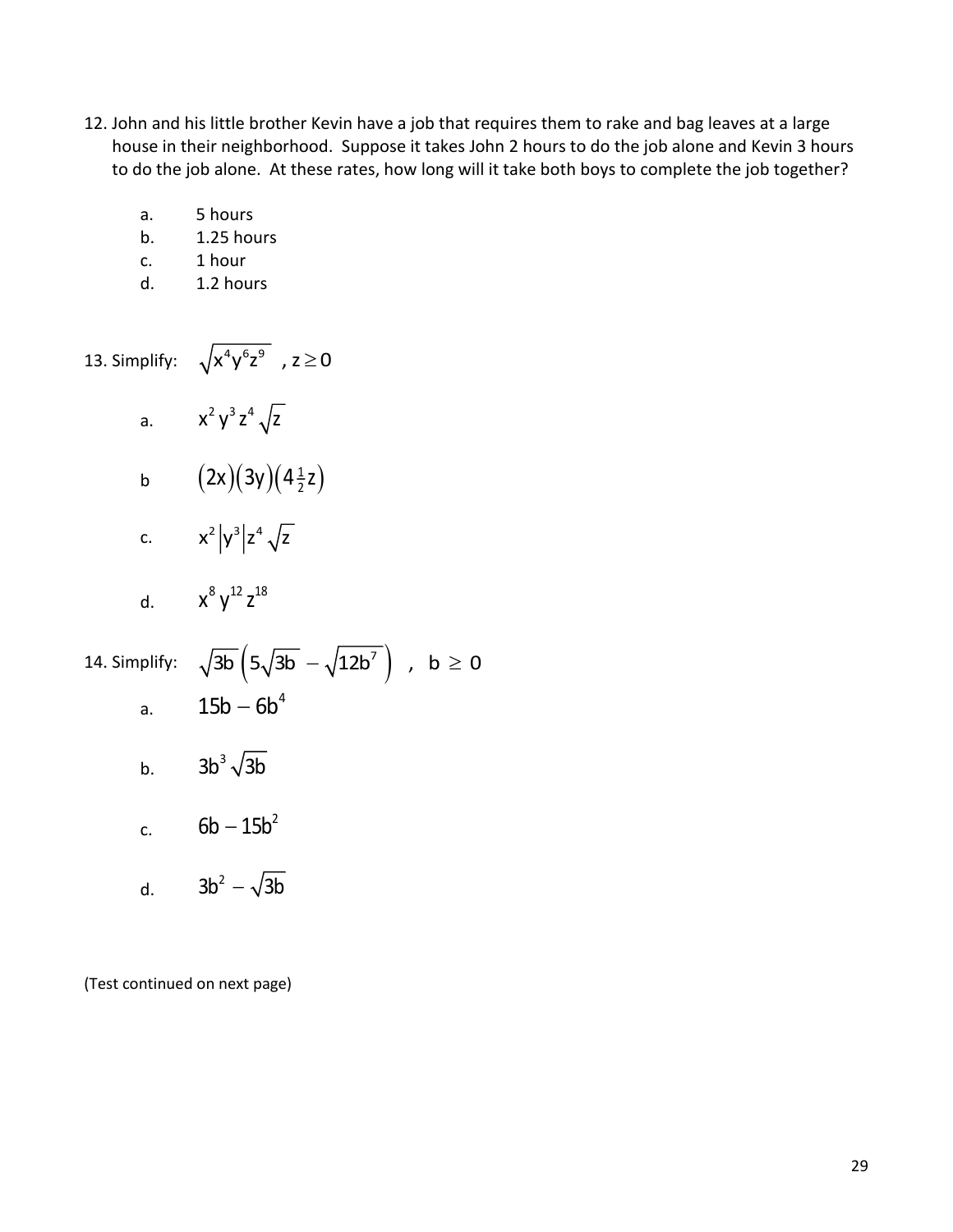12. John and his little brother Kevin have a job that requires them to rake and bag leaves at a large house in their neighborhood. Suppose it takes John 2 hours to do the job alone and Kevin 3 hours to do the job alone. At these rates, how long will it take both boys to complete the job together?

    a. 5 hours
    b. 1.25 hours
    c. 1 hour
    d. 1.2 hours

13. Simplify: $\sqrt{x^4y^6z^9}$ , $z \geq 0$

    a. $x^2 y^3 z^4 \sqrt{z}$

    b $(2x)(3y)(4\tfrac{1}{2}z)$

    c. $x^2 |y^3| z^4 \sqrt{z}$

    d. $x^8 y^{12} z^{18}$

14. Simplify: $\sqrt{3b}\left(5\sqrt{3b} - \sqrt{12b^7}\right)$ , $b \geq 0$

    a. $15b - 6b^4$

    b. $3b^3\sqrt{3b}$

    c. $6b - 15b^2$

    d. $3b^2 - \sqrt{3b}$

(Test continued on next page)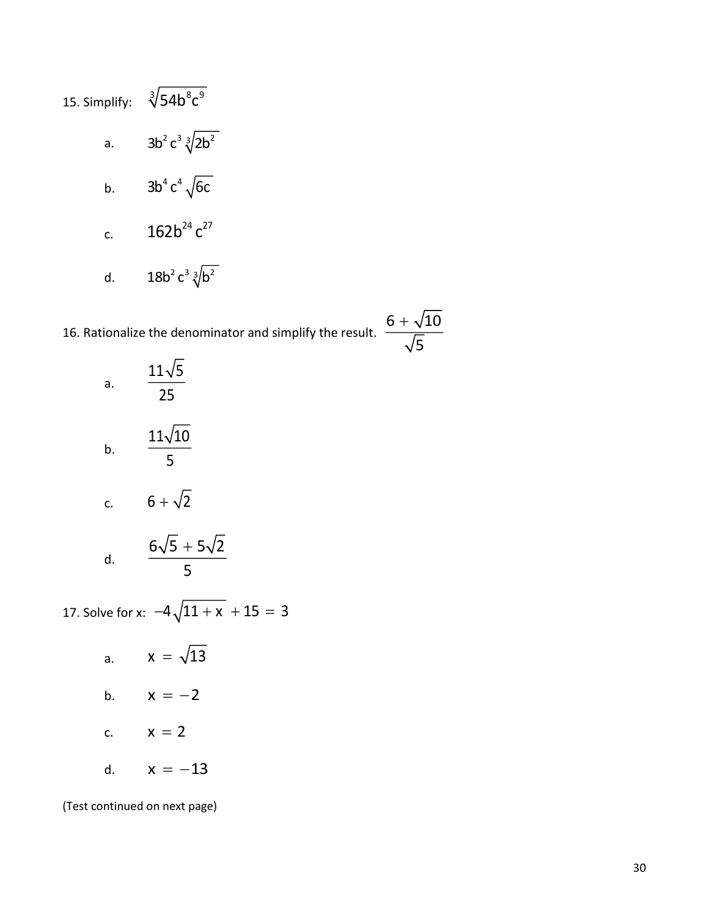15. Simplify: $\sqrt[3]{54b^8c^9}$

a. $3b^2c^3\sqrt[3]{2b^2}$

b. $3b^4c^4\sqrt{6c}$

c. $162b^{24}c^{27}$

d. $18b^2c^3\sqrt[3]{b^2}$

16. Rationalize the denominator and simplify the result. $\dfrac{6+\sqrt{10}}{\sqrt{5}}$

a. $\dfrac{11\sqrt{5}}{25}$

b. $\dfrac{11\sqrt{10}}{5}$

c. $6+\sqrt{2}$

d. $\dfrac{6\sqrt{5}+5\sqrt{2}}{5}$

17. Solve for x: $-4\sqrt{11+x}+15=3$

a. $x=\sqrt{13}$

b. $x=-2$

c. $x=2$

d. $x=-13$

(Test continued on next page)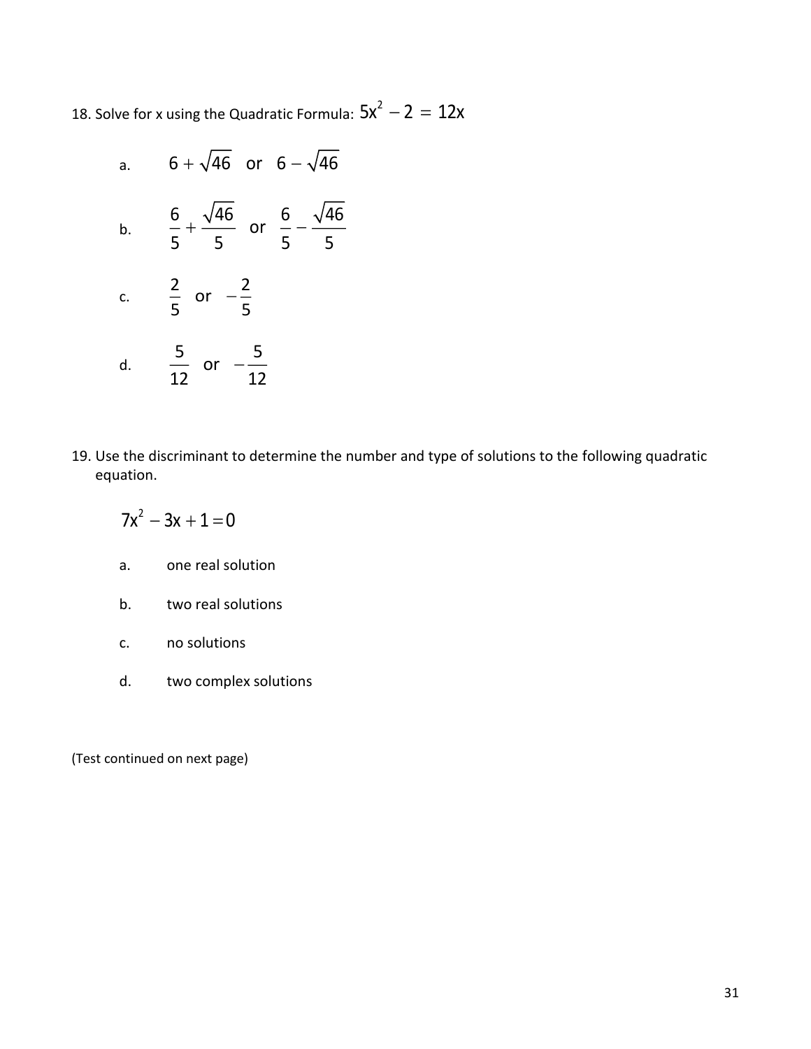18. Solve for x using the Quadratic Formula: $5x^2 - 2 = 12x$

a. $6 + \sqrt{46}$ or $6 - \sqrt{46}$

b. $\frac{6}{5} + \frac{\sqrt{46}}{5}$ or $\frac{6}{5} - \frac{\sqrt{46}}{5}$

c. $\frac{2}{5}$ or $-\frac{2}{5}$

d. $\frac{5}{12}$ or $-\frac{5}{12}$

19. Use the discriminant to determine the number and type of solutions to the following quadratic equation.

$$7x^2 - 3x + 1 = 0$$

a. one real solution

b. two real solutions

c. no solutions

d. two complex solutions

(Test continued on next page)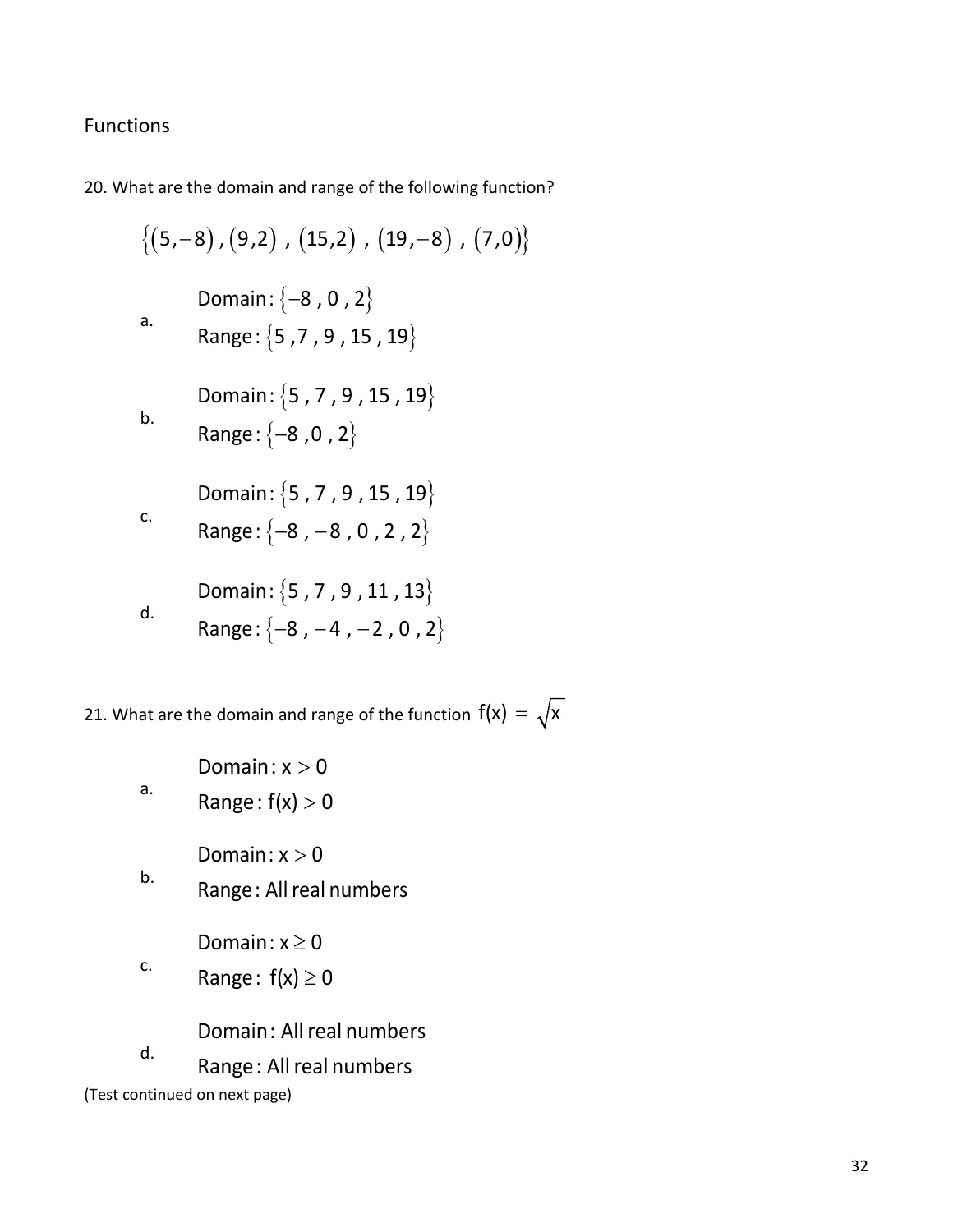Functions

20. What are the domain and range of the following function?

$$\{(5,-8),(9,2),(15,2),(19,-8),(7,0)\}$$

a. Domain: $\{-8, 0, 2\}$
   Range: $\{5, 7, 9, 15, 19\}$

b. Domain: $\{5, 7, 9, 15, 19\}$
   Range: $\{-8, 0, 2\}$

c. Domain: $\{5, 7, 9, 15, 19\}$
   Range: $\{-8, -8, 0, 2, 2\}$

d. Domain: $\{5, 7, 9, 11, 13\}$
   Range: $\{-8, -4, -2, 0, 2\}$

21. What are the domain and range of the function $f(x) = \sqrt{x}$

a. Domain: $x > 0$
   Range: $f(x) > 0$

b. Domain: $x > 0$
   Range: All real numbers

c. Domain: $x \geq 0$
   Range: $f(x) \geq 0$

d. Domain: All real numbers
   Range: All real numbers

(Test continued on next page)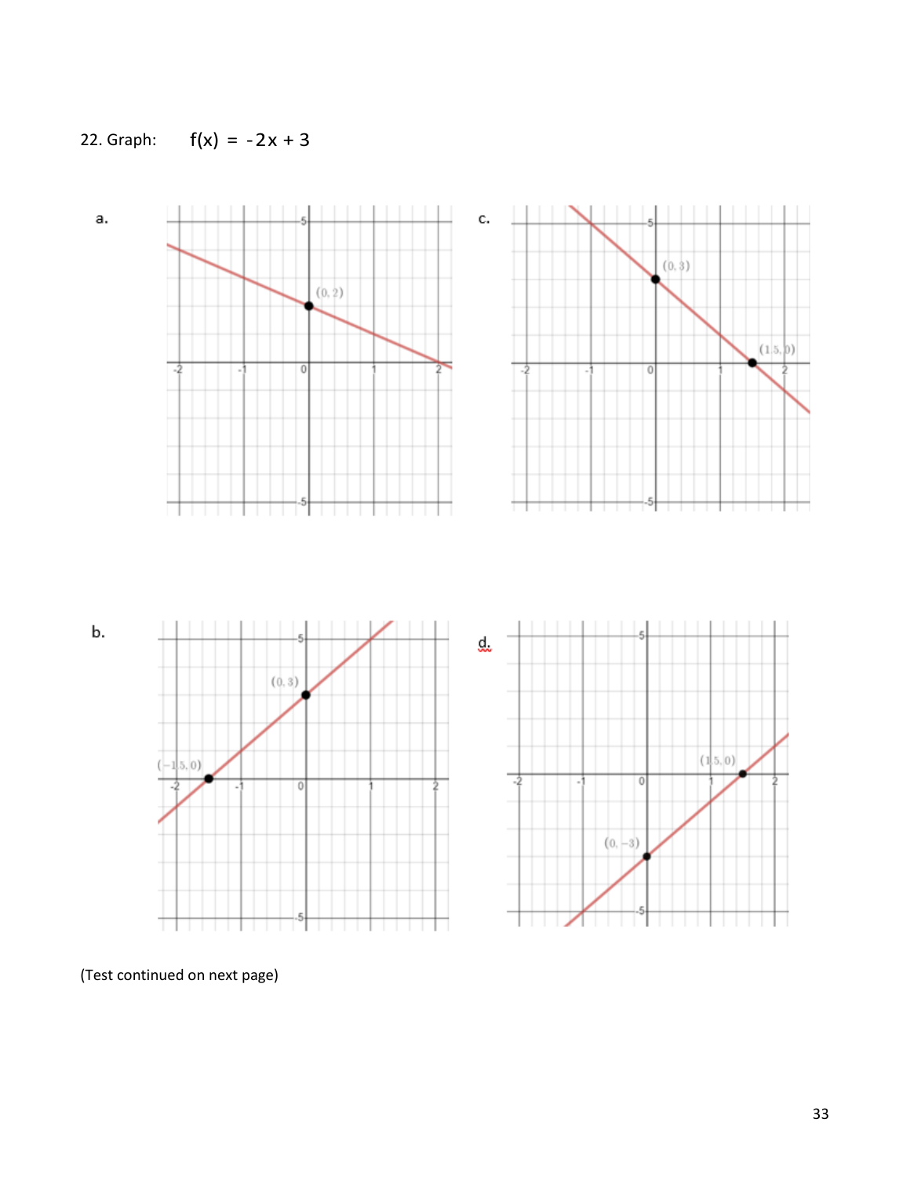22. Graph: $f(x) = -2x + 3$

a.

c.

b.

d.

(Test continued on next page)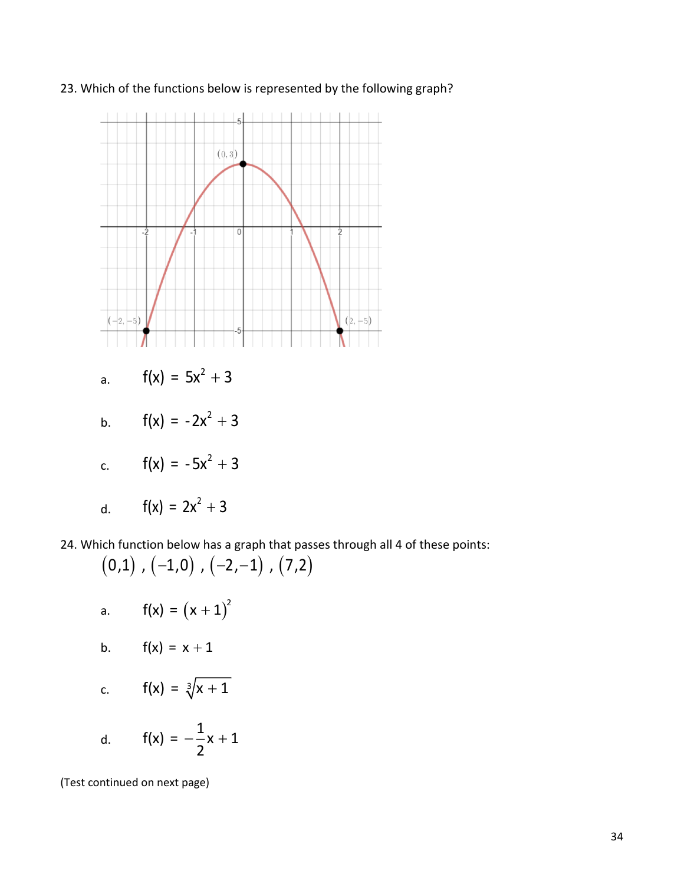23. Which of the functions below is represented by the following graph?

a. $f(x) = 5x^2 + 3$

b. $f(x) = -2x^2 + 3$

c. $f(x) = -5x^2 + 3$

d. $f(x) = 2x^2 + 3$

24. Which function below has a graph that passes through all 4 of these points:

$(0,1)$, $(-1,0)$, $(-2,-1)$, $(7,2)$

a. $f(x) = (x+1)^2$

b. $f(x) = x + 1$

c. $f(x) = \sqrt[3]{x+1}$

d. $f(x) = -\frac{1}{2}x + 1$

(Test continued on next page)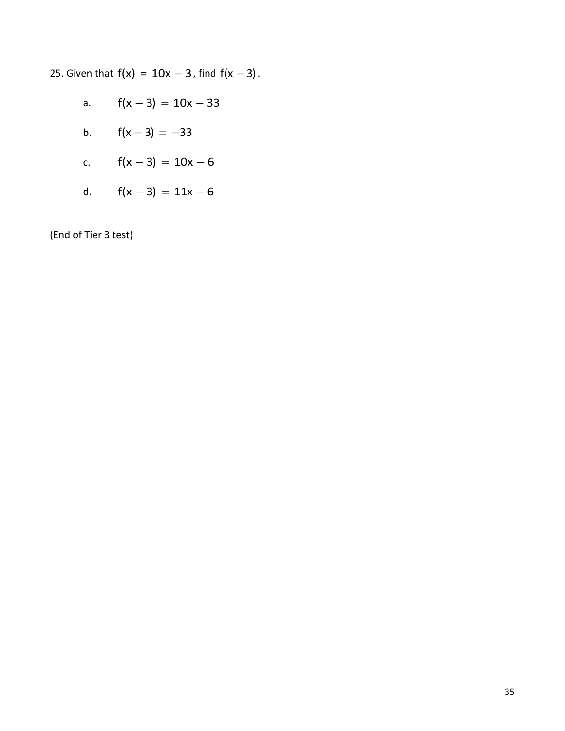25. Given that $f(x) = 10x - 3$, find $f(x - 3)$.

a. $f(x - 3) = 10x - 33$

b. $f(x - 3) = -33$

c. $f(x - 3) = 10x - 6$

d. $f(x - 3) = 11x - 6$

(End of Tier 3 test)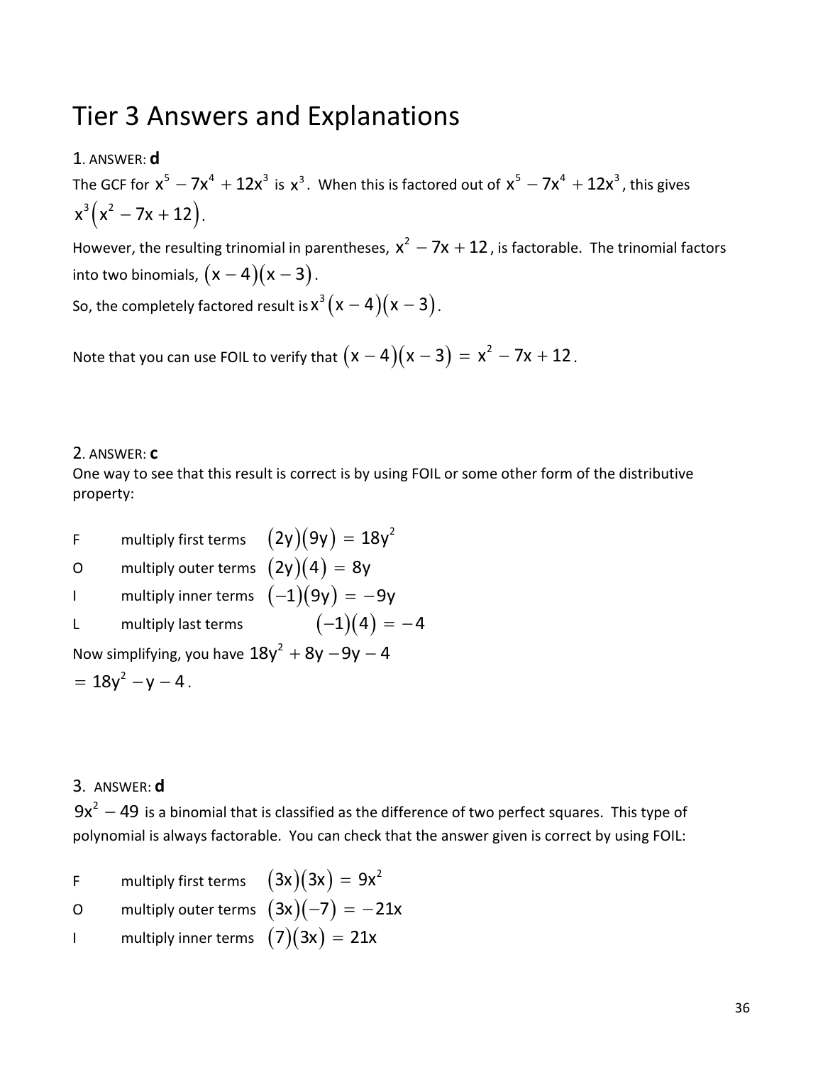# Tier 3 Answers and Explanations

1. ANSWER: **d**

The GCF for $x^5 - 7x^4 + 12x^3$ is $x^3$. When this is factored out of $x^5 - 7x^4 + 12x^3$, this gives $x^3\left(x^2 - 7x + 12\right)$.

However, the resulting trinomial in parentheses, $x^2 - 7x + 12$, is factorable. The trinomial factors into two binomials, $(x - 4)(x - 3)$.

So, the completely factored result is $x^3(x - 4)(x - 3)$.

Note that you can use FOIL to verify that $(x - 4)(x - 3) = x^2 - 7x + 12$.

2. ANSWER: **c**

One way to see that this result is correct is by using FOIL or some other form of the distributive property:

F multiply first terms $(2y)(9y) = 18y^2$

O multiply outer terms $(2y)(4) = 8y$

I multiply inner terms $(-1)(9y) = -9y$

L multiply last terms $(-1)(4) = -4$

Now simplifying, you have $18y^2 + 8y - 9y - 4$

$= 18y^2 - y - 4$.

3. ANSWER: **d**

$9x^2 - 49$ is a binomial that is classified as the difference of two perfect squares. This type of polynomial is always factorable. You can check that the answer given is correct by using FOIL:

F multiply first terms $(3x)(3x) = 9x^2$

O multiply outer terms $(3x)(-7) = -21x$

I multiply inner terms $(7)(3x) = 21x$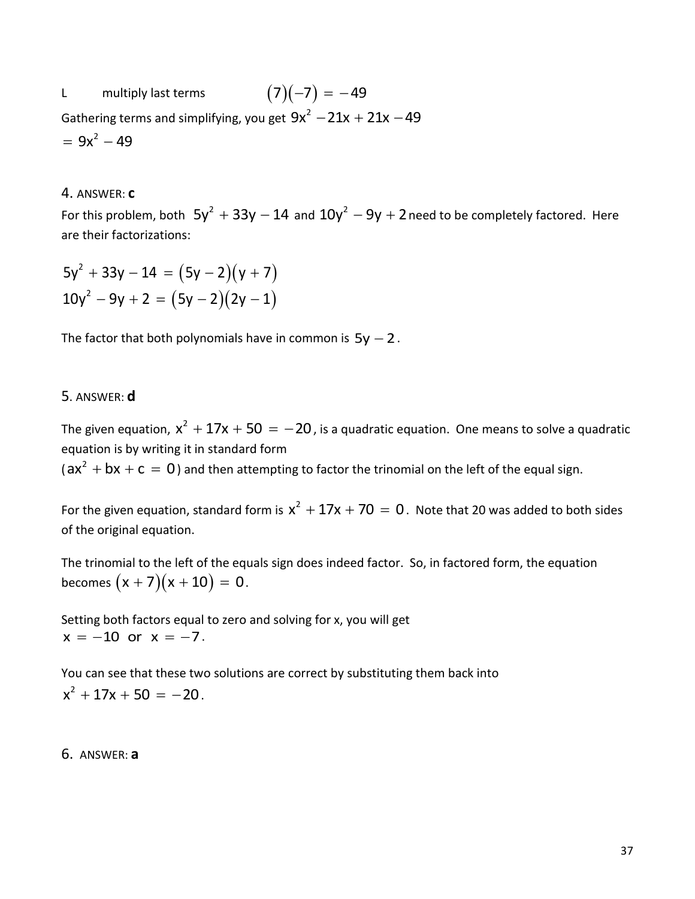L multiply last terms $(7)(-7) = -49$

Gathering terms and simplifying, you get $9x^2 - 21x + 21x - 49$

$= 9x^2 - 49$

4. ANSWER: **c**

For this problem, both $5y^2 + 33y - 14$ and $10y^2 - 9y + 2$ need to be completely factored. Here are their factorizations:

$$5y^2 + 33y - 14 = (5y-2)(y+7)$$
$$10y^2 - 9y + 2 = (5y-2)(2y-1)$$

The factor that both polynomials have in common is $5y - 2$.

5. ANSWER: **d**

The given equation, $x^2 + 17x + 50 = -20$, is a quadratic equation. One means to solve a quadratic equation is by writing it in standard form ($ax^2 + bx + c = 0$) and then attempting to factor the trinomial on the left of the equal sign.

For the given equation, standard form is $x^2 + 17x + 70 = 0$. Note that 20 was added to both sides of the original equation.

The trinomial to the left of the equals sign does indeed factor. So, in factored form, the equation becomes $(x+7)(x+10) = 0$.

Setting both factors equal to zero and solving for x, you will get $x = -10$ or $x = -7$.

You can see that these two solutions are correct by substituting them back into $x^2 + 17x + 50 = -20$.

6. ANSWER: **a**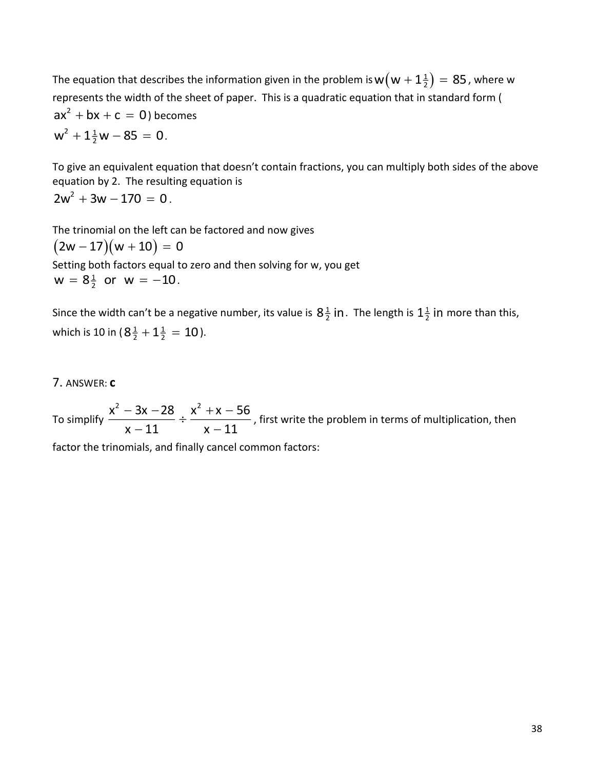The equation that describes the information given in the problem is $w\left(w + 1\tfrac{1}{2}\right) = 85$, where w represents the width of the sheet of paper. This is a quadratic equation that in standard form ($ax^2 + bx + c = 0$) becomes

$$w^2 + 1\tfrac{1}{2}w - 85 = 0.$$

To give an equivalent equation that doesn't contain fractions, you can multiply both sides of the above equation by 2. The resulting equation is

$$2w^2 + 3w - 170 = 0.$$

The trinomial on the left can be factored and now gives

$$(2w - 17)(w + 10) = 0$$

Setting both factors equal to zero and then solving for w, you get

$$w = 8\tfrac{1}{2} \text{ or } w = -10.$$

Since the width can't be a negative number, its value is $8\tfrac{1}{2}$ in. The length is $1\tfrac{1}{2}$ in more than this, which is 10 in ($8\tfrac{1}{2} + 1\tfrac{1}{2} = 10$).

7. ANSWER: **c**

To simplify $\dfrac{x^2 - 3x - 28}{x - 11} \div \dfrac{x^2 + x - 56}{x - 11}$, first write the problem in terms of multiplication, then factor the trinomials, and finally cancel common factors: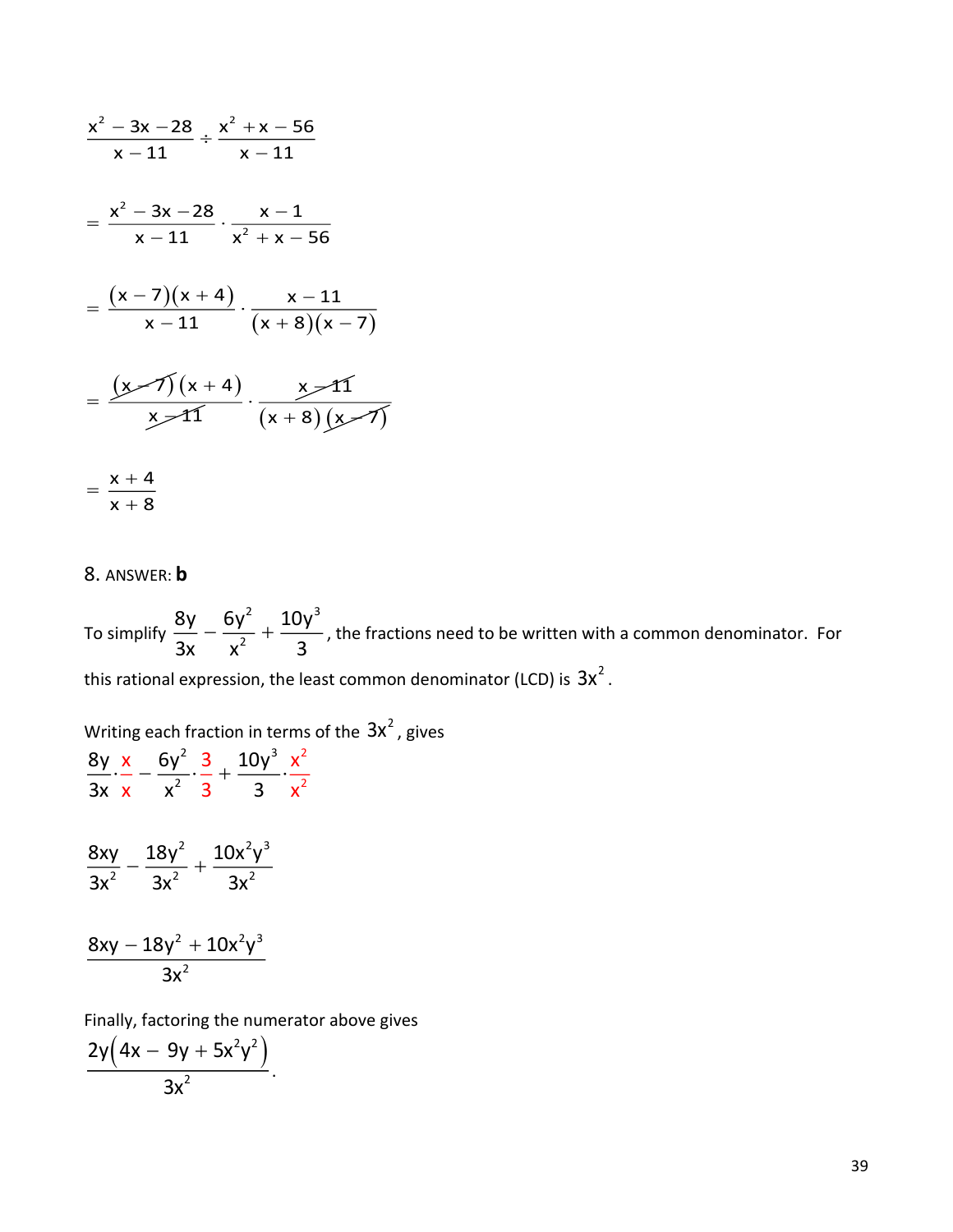$$\frac{x^2 - 3x - 28}{x - 11} \div \frac{x^2 + x - 56}{x - 11}$$

$$= \frac{x^2 - 3x - 28}{x - 11} \cdot \frac{x - 1}{x^2 + x - 56}$$

$$= \frac{(x - 7)(x + 4)}{x - 11} \cdot \frac{x - 11}{(x + 8)(x - 7)}$$

$$= \frac{\cancel{(x - 7)}(x + 4)}{\cancel{x - 11}} \cdot \frac{\cancel{x - 11}}{(x + 8)\cancel{(x - 7)}}$$

$$= \frac{x + 4}{x + 8}$$

8. ANSWER: **b**

To simplify $\frac{8y}{3x} - \frac{6y^2}{x^2} + \frac{10y^3}{3}$, the fractions need to be written with a common denominator. For this rational expression, the least common denominator (LCD) is $3x^2$.

Writing each fraction in terms of the $3x^2$, gives

$$\frac{8y}{3x} \cdot \frac{x}{x} - \frac{6y^2}{x^2} \cdot \frac{3}{3} + \frac{10y^3}{3} \cdot \frac{x^2}{x^2}$$

$$\frac{8xy}{3x^2} - \frac{18y^2}{3x^2} + \frac{10x^2y^3}{3x^2}$$

$$\frac{8xy - 18y^2 + 10x^2y^3}{3x^2}$$

Finally, factoring the numerator above gives

$$\frac{2y\left(4x - 9y + 5x^2y^2\right)}{3x^2}.$$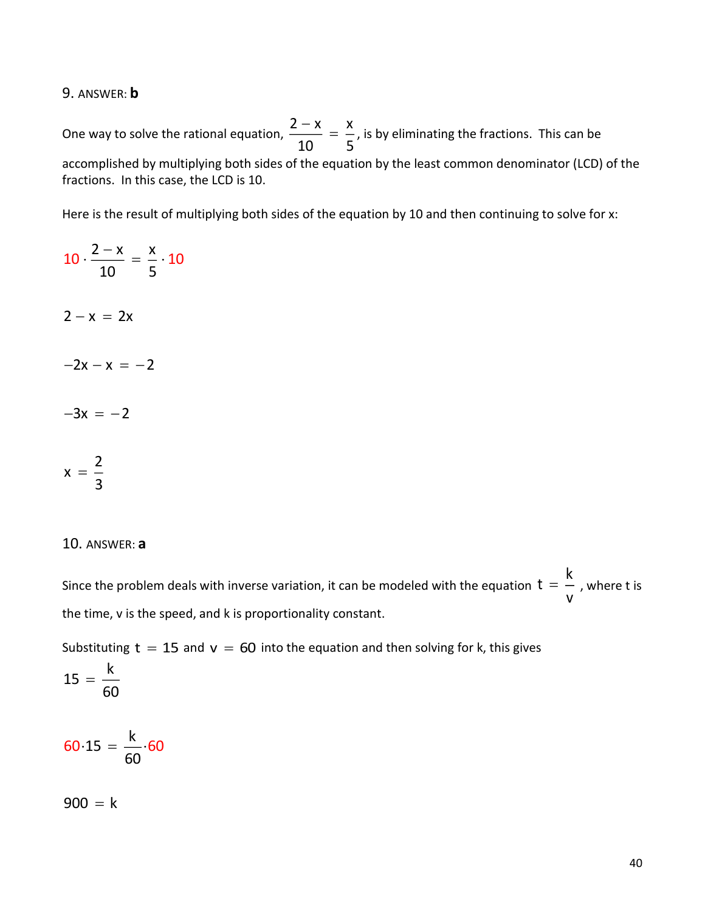9. ANSWER: **b**

One way to solve the rational equation, $\frac{2-x}{10} = \frac{x}{5}$, is by eliminating the fractions. This can be accomplished by multiplying both sides of the equation by the least common denominator (LCD) of the fractions. In this case, the LCD is 10.

Here is the result of multiplying both sides of the equation by 10 and then continuing to solve for x:

$$10 \cdot \frac{2-x}{10} = \frac{x}{5} \cdot 10$$

$$2 - x = 2x$$

$$-2x - x = -2$$

$$-3x = -2$$

$$x = \frac{2}{3}$$

10. ANSWER: **a**

Since the problem deals with inverse variation, it can be modeled with the equation $t = \frac{k}{v}$, where t is the time, v is the speed, and k is proportionality constant.

Substituting $t = 15$ and $v = 60$ into the equation and then solving for k, this gives

$$15 = \frac{k}{60}$$

$$60 \cdot 15 = \frac{k}{60} \cdot 60$$

$$900 = k$$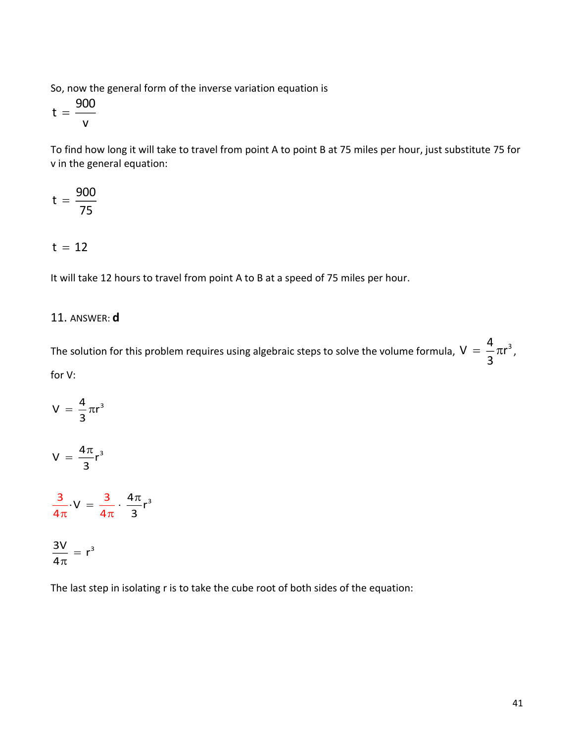So, now the general form of the inverse variation equation is

$$t = \frac{900}{v}$$

To find how long it will take to travel from point A to point B at 75 miles per hour, just substitute 75 for v in the general equation:

$$t = \frac{900}{75}$$

$$t = 12$$

It will take 12 hours to travel from point A to B at a speed of 75 miles per hour.

11. ANSWER: **d**

The solution for this problem requires using algebraic steps to solve the volume formula, $V = \frac{4}{3}\pi r^3$, for V:

$$V = \frac{4}{3}\pi r^3$$

$$V = \frac{4\pi}{3}r^3$$

$$\frac{3}{4\pi} \cdot V = \frac{3}{4\pi} \cdot \frac{4\pi}{3}r^3$$

$$\frac{3V}{4\pi} = r^3$$

The last step in isolating r is to take the cube root of both sides of the equation: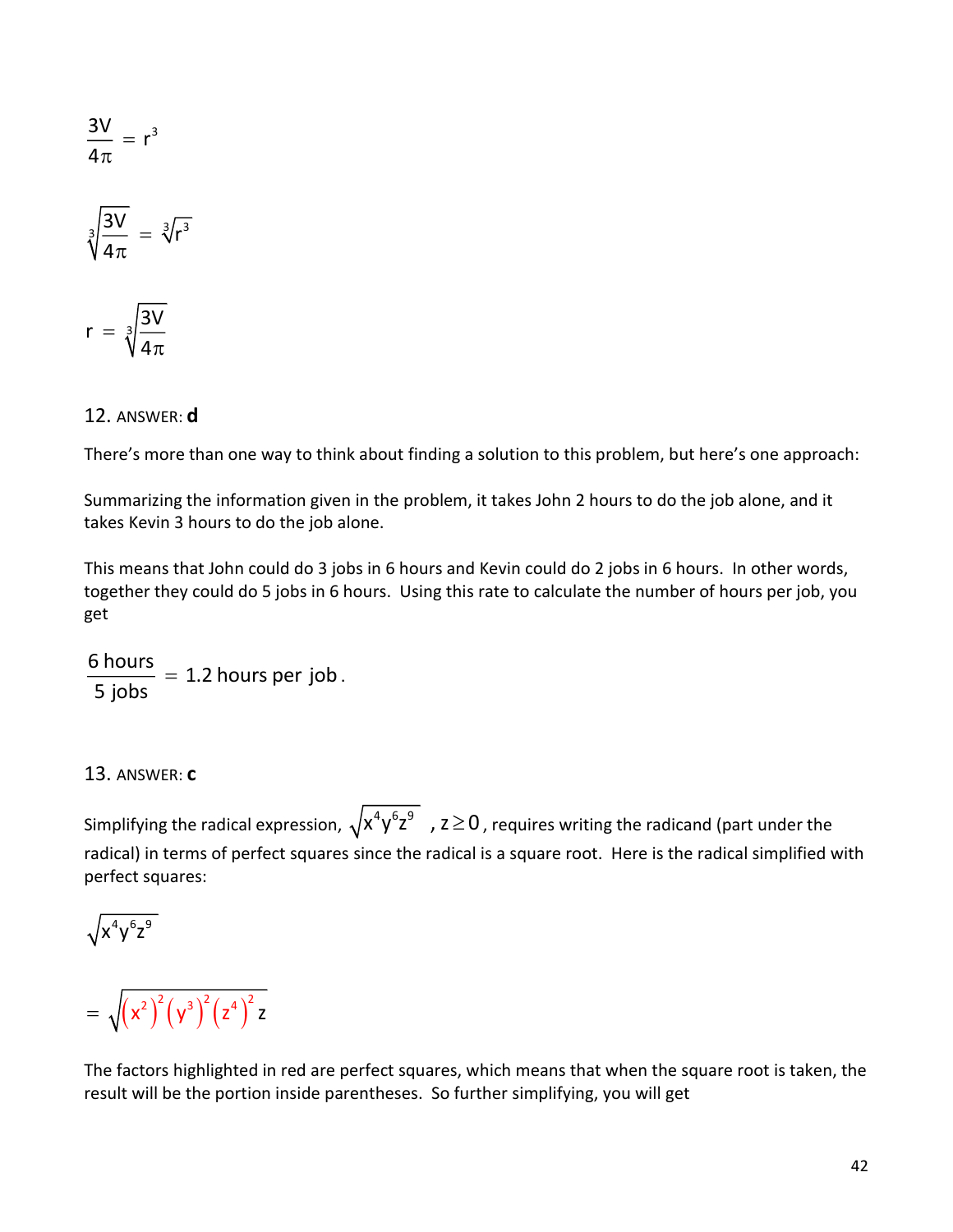$$\frac{3V}{4\pi} = r^3$$

$$\sqrt[3]{\frac{3V}{4\pi}} = \sqrt[3]{r^3}$$

$$r = \sqrt[3]{\frac{3V}{4\pi}}$$

12. ANSWER: **d**

There's more than one way to think about finding a solution to this problem, but here's one approach:

Summarizing the information given in the problem, it takes John 2 hours to do the job alone, and it takes Kevin 3 hours to do the job alone.

This means that John could do 3 jobs in 6 hours and Kevin could do 2 jobs in 6 hours. In other words, together they could do 5 jobs in 6 hours. Using this rate to calculate the number of hours per job, you get

$$\frac{6 \text{ hours}}{5 \text{ jobs}} = 1.2 \text{ hours per job}.$$

13. ANSWER: **c**

Simplifying the radical expression, $\sqrt{x^4y^6z^9}$ , $z \geq 0$, requires writing the radicand (part under the radical) in terms of perfect squares since the radical is a square root. Here is the radical simplified with perfect squares:

$$\sqrt{x^4y^6z^9}$$

$$= \sqrt{(x^2)^2(y^3)^2(z^4)^2 z}$$

The factors highlighted in red are perfect squares, which means that when the square root is taken, the result will be the portion inside parentheses. So further simplifying, you will get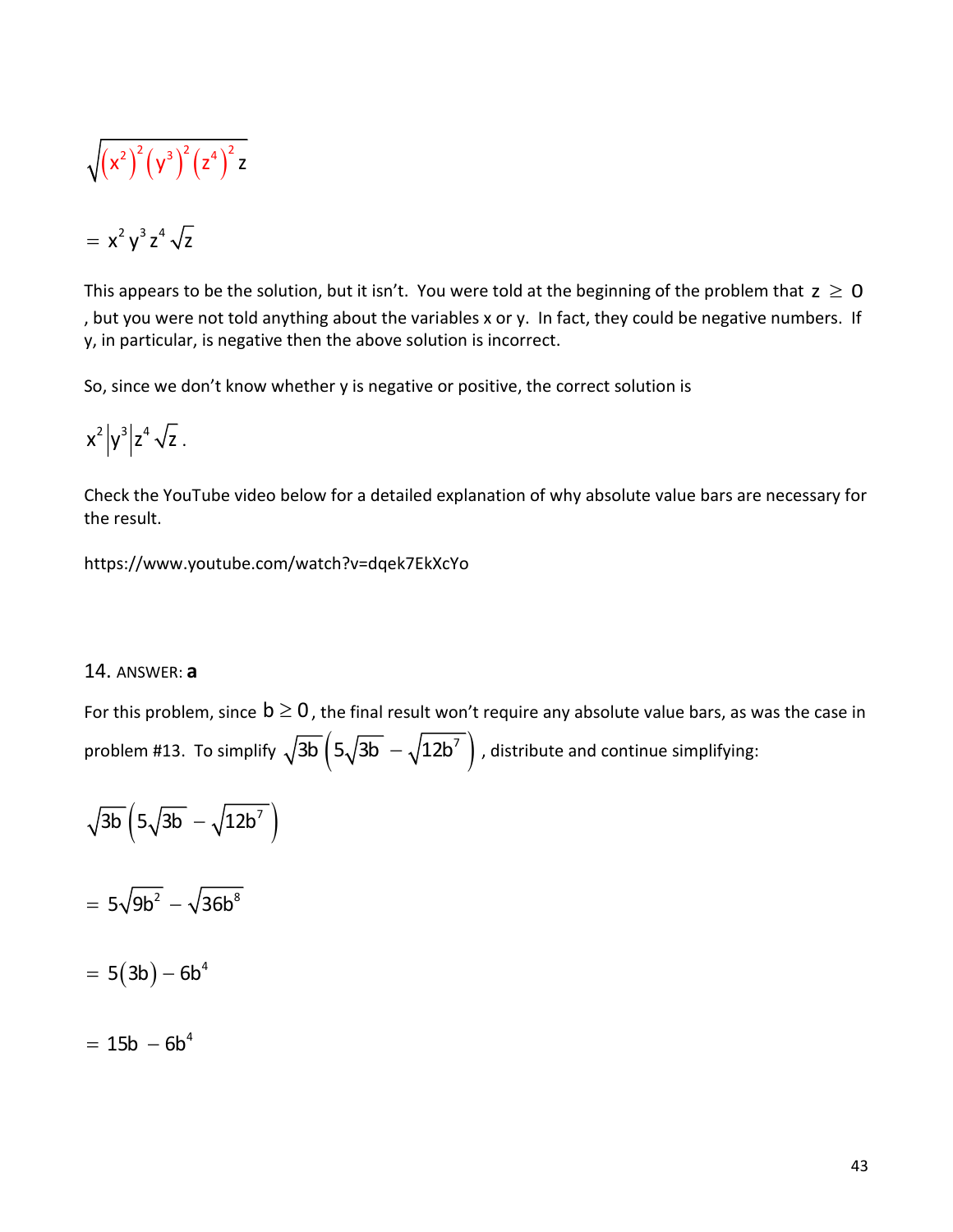$$\sqrt{\left(x^2\right)^2\left(y^3\right)^2\left(z^4\right)^2 z}$$

$$= x^2 y^3 z^4 \sqrt{z}$$

This appears to be the solution, but it isn't. You were told at the beginning of the problem that $z \geq 0$, but you were not told anything about the variables x or y. In fact, they could be negative numbers. If y, in particular, is negative then the above solution is incorrect.

So, since we don't know whether y is negative or positive, the correct solution is

$$x^2\left|y^3\right|z^4\sqrt{z}.$$

Check the YouTube video below for a detailed explanation of why absolute value bars are necessary for the result.

https://www.youtube.com/watch?v=dqek7EkXcYo

14. ANSWER: **a**

For this problem, since $b \geq 0$, the final result won't require any absolute value bars, as was the case in problem #13. To simplify $\sqrt{3b}\left(5\sqrt{3b} - \sqrt{12b^7}\right)$, distribute and continue simplifying:

$$\sqrt{3b}\left(5\sqrt{3b} - \sqrt{12b^7}\right)$$

$$= 5\sqrt{9b^2} - \sqrt{36b^8}$$

$$= 5(3b) - 6b^4$$

$$= 15b - 6b^4$$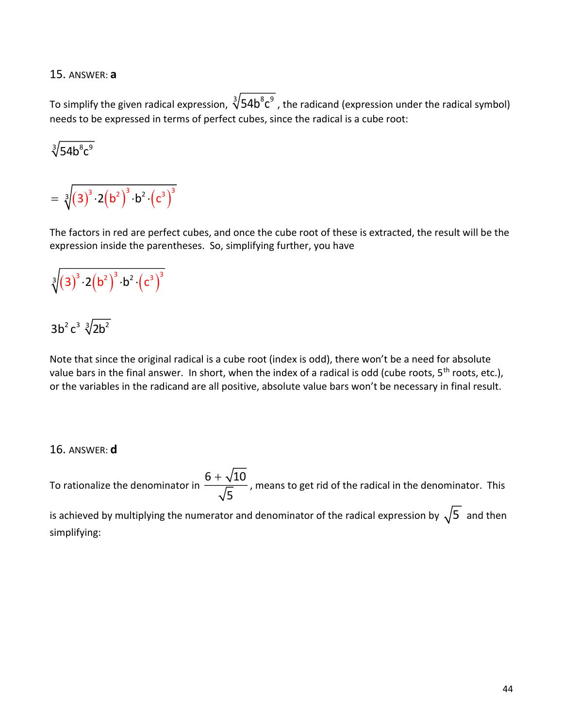15. ANSWER: **a**

To simplify the given radical expression, $\sqrt[3]{54b^8c^9}$, the radicand (expression under the radical symbol) needs to be expressed in terms of perfect cubes, since the radical is a cube root:

$$\sqrt[3]{54b^8c^9}$$

$$= \sqrt[3]{(3)^3 \cdot 2(b^2)^3 \cdot b^2 \cdot (c^3)^3}$$

The factors in red are perfect cubes, and once the cube root of these is extracted, the result will be the expression inside the parentheses. So, simplifying further, you have

$$\sqrt[3]{(3)^3 \cdot 2(b^2)^3 \cdot b^2 \cdot (c^3)^3}$$

$$3b^2c^3\sqrt[3]{2b^2}$$

Note that since the original radical is a cube root (index is odd), there won't be a need for absolute value bars in the final answer. In short, when the index of a radical is odd (cube roots, 5th roots, etc.), or the variables in the radicand are all positive, absolute value bars won't be necessary in final result.

16. ANSWER: **d**

To rationalize the denominator in $\frac{6+\sqrt{10}}{\sqrt{5}}$, means to get rid of the radical in the denominator. This is achieved by multiplying the numerator and denominator of the radical expression by $\sqrt{5}$ and then simplifying: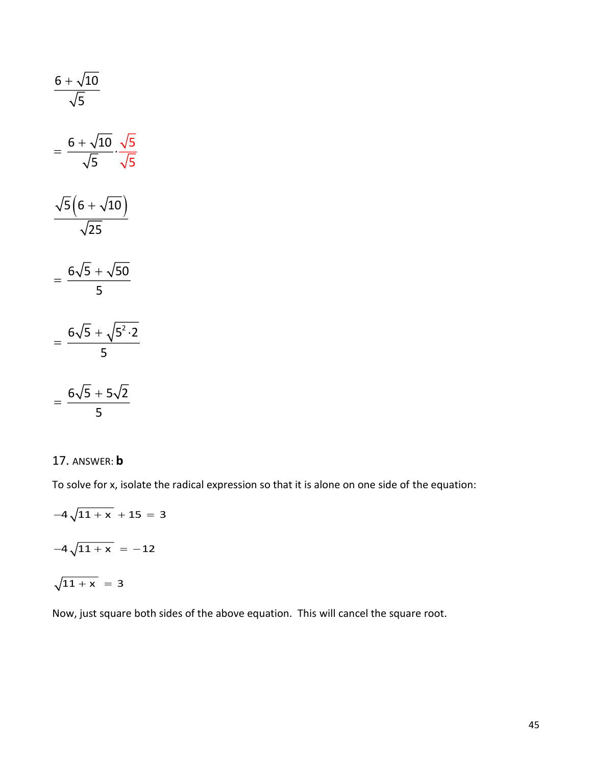$$\frac{6+\sqrt{10}}{\sqrt{5}}$$

$$=\frac{6+\sqrt{10}}{\sqrt{5}}\cdot\frac{\sqrt{5}}{\sqrt{5}}$$

$$\frac{\sqrt{5}\left(6+\sqrt{10}\right)}{\sqrt{25}}$$

$$=\frac{6\sqrt{5}+\sqrt{50}}{5}$$

$$=\frac{6\sqrt{5}+\sqrt{5^2\cdot 2}}{5}$$

$$=\frac{6\sqrt{5}+5\sqrt{2}}{5}$$

17. ANSWER: **b**

To solve for x, isolate the radical expression so that it is alone on one side of the equation:

$$-4\sqrt{11+x}+15=3$$

$$-4\sqrt{11+x}=-12$$

$$\sqrt{11+x}=3$$

Now, just square both sides of the above equation. This will cancel the square root.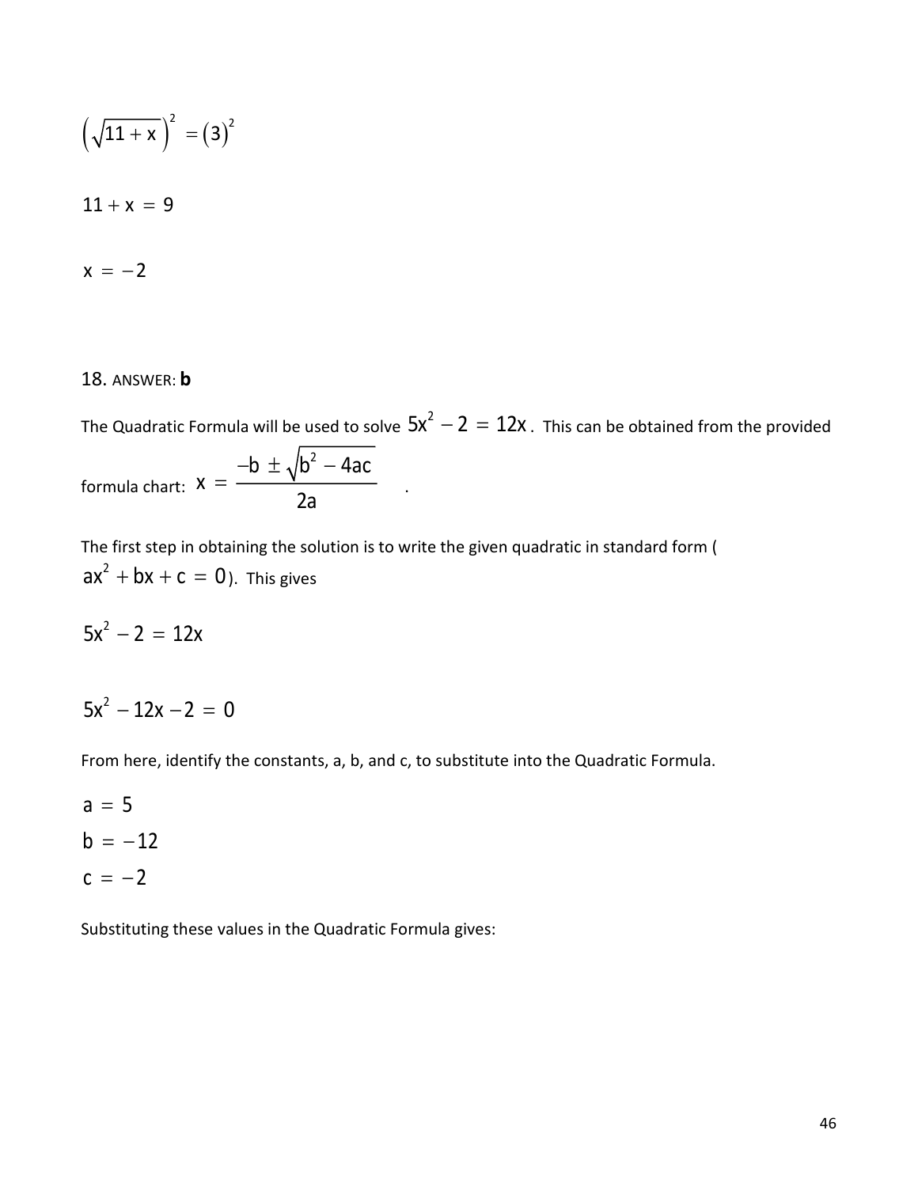$$\left(\sqrt{11+x}\right)^2 = (3)^2$$

$$11 + x = 9$$

$$x = -2$$

18. ANSWER: **b**

The Quadratic Formula will be used to solve $5x^2 - 2 = 12x$. This can be obtained from the provided formula chart: $x = \dfrac{-b \pm \sqrt{b^2 - 4ac}}{2a}$.

The first step in obtaining the solution is to write the given quadratic in standard form ( $ax^2 + bx + c = 0$). This gives

$$5x^2 - 2 = 12x$$

$$5x^2 - 12x - 2 = 0$$

From here, identify the constants, a, b, and c, to substitute into the Quadratic Formula.

$$a = 5$$
$$b = -12$$
$$c = -2$$

Substituting these values in the Quadratic Formula gives: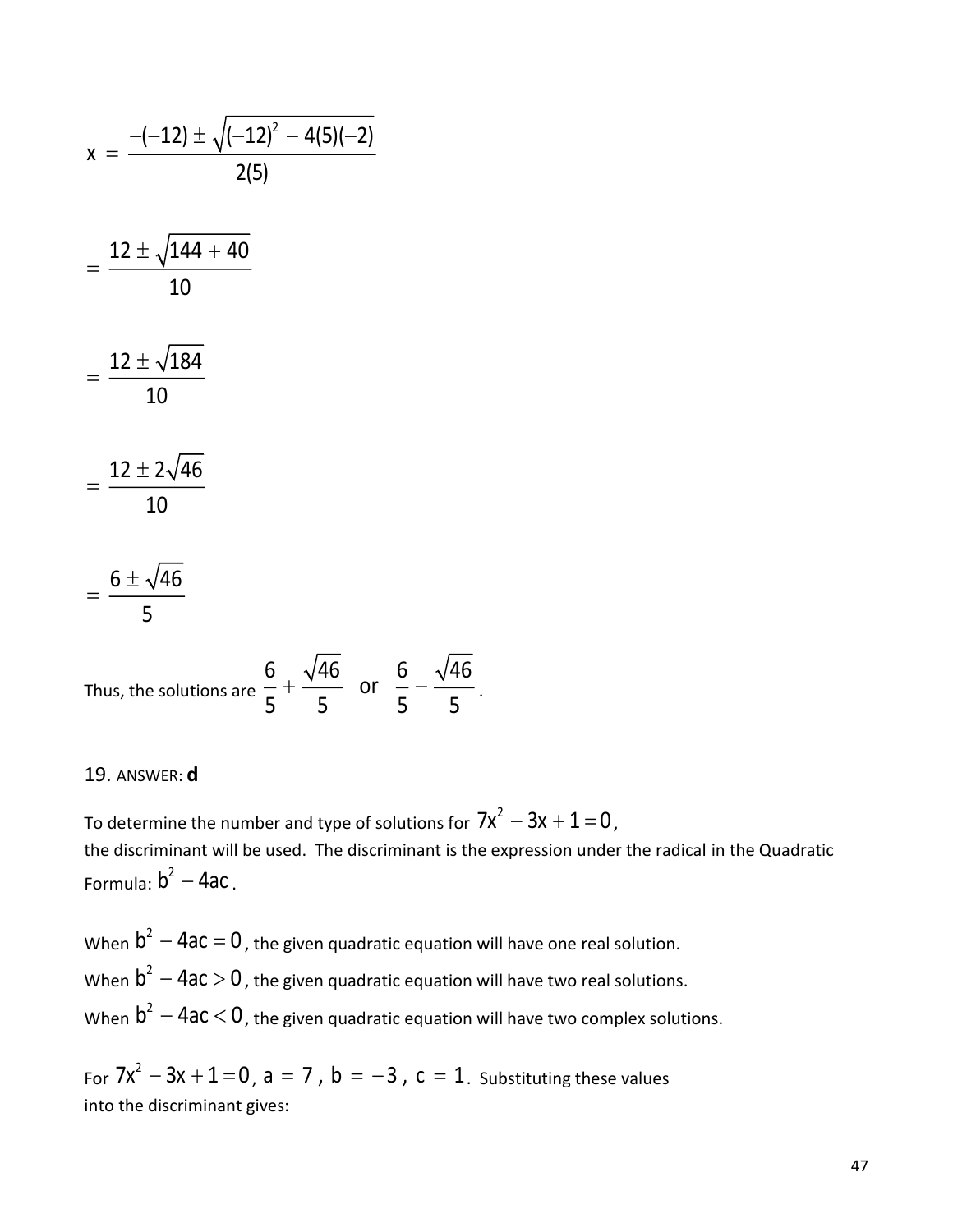$$x = \frac{-(-12) \pm \sqrt{(-12)^2 - 4(5)(-2)}}{2(5)}$$

$$= \frac{12 \pm \sqrt{144 + 40}}{10}$$

$$= \frac{12 \pm \sqrt{184}}{10}$$

$$= \frac{12 \pm 2\sqrt{46}}{10}$$

$$= \frac{6 \pm \sqrt{46}}{5}$$

Thus, the solutions are $\frac{6}{5} + \frac{\sqrt{46}}{5}$ or $\frac{6}{5} - \frac{\sqrt{46}}{5}$.

19. ANSWER: **d**

To determine the number and type of solutions for $7x^2 - 3x + 1 = 0$,
the discriminant will be used. The discriminant is the expression under the radical in the Quadratic Formula: $b^2 - 4ac$.

When $b^2 - 4ac = 0$, the given quadratic equation will have one real solution.
When $b^2 - 4ac > 0$, the given quadratic equation will have two real solutions.
When $b^2 - 4ac < 0$, the given quadratic equation will have two complex solutions.

For $7x^2 - 3x + 1 = 0$, $a = 7$, $b = -3$, $c = 1$. Substituting these values into the discriminant gives: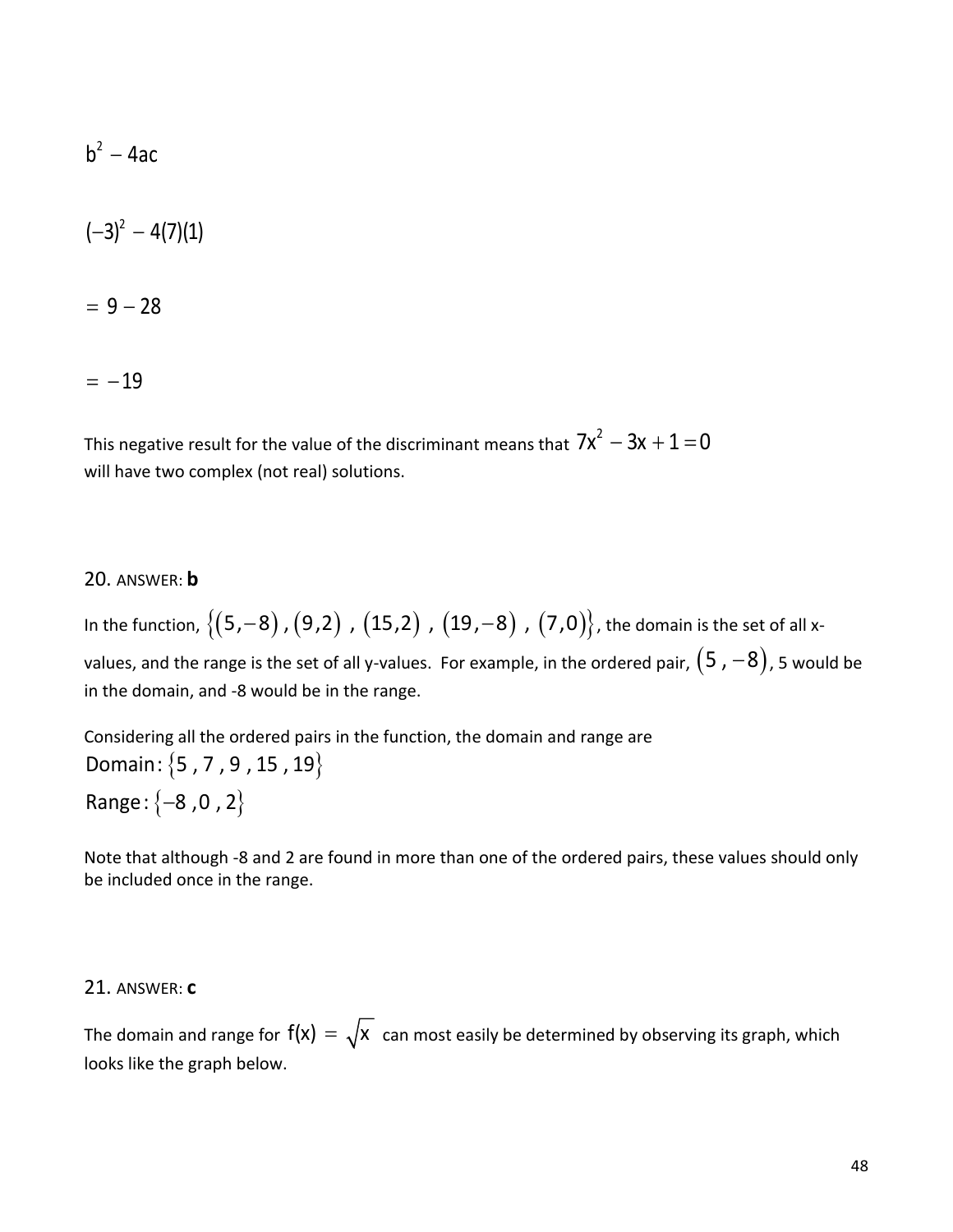$$b^2 - 4ac$$

$$(-3)^2 - 4(7)(1)$$

$$= 9 - 28$$

$$= -19$$

This negative result for the value of the discriminant means that $7x^2 - 3x + 1 = 0$ will have two complex (not real) solutions.

20. ANSWER: **b**

In the function, $\{(5,-8), (9,2), (15,2), (19,-8), (7,0)\}$, the domain is the set of all x-values, and the range is the set of all y-values. For example, in the ordered pair, $(5, -8)$, 5 would be in the domain, and -8 would be in the range.

Considering all the ordered pairs in the function, the domain and range are

$\text{Domain}: \{5, 7, 9, 15, 19\}$

$\text{Range}: \{-8, 0, 2\}$

Note that although -8 and 2 are found in more than one of the ordered pairs, these values should only be included once in the range.

21. ANSWER: **c**

The domain and range for $f(x) = \sqrt{x}$ can most easily be determined by observing its graph, which looks like the graph below.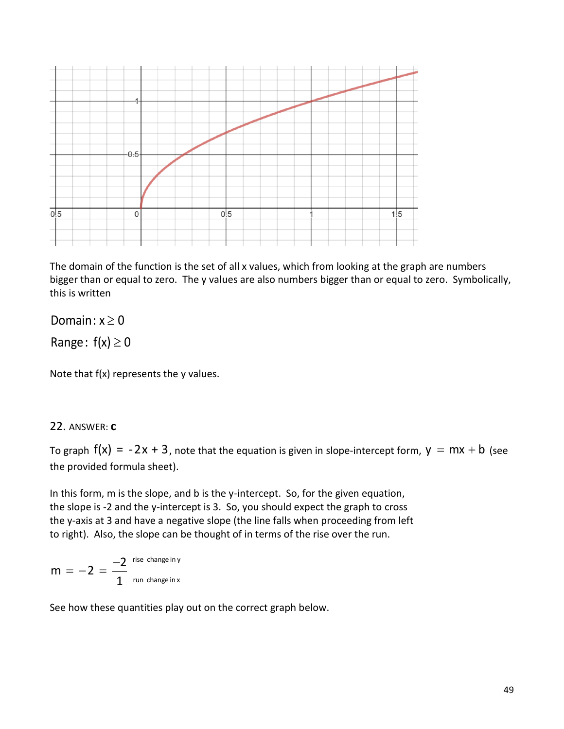The domain of the function is the set of all x values, which from looking at the graph are numbers bigger than or equal to zero. The y values are also numbers bigger than or equal to zero. Symbolically, this is written

$$\text{Domain}: x \geq 0$$

$$\text{Range}: f(x) \geq 0$$

Note that f(x) represents the y values.

22. ANSWER: **c**

To graph $f(x) = -2x + 3$, note that the equation is given in slope-intercept form, $y = mx + b$ (see the provided formula sheet).

In this form, m is the slope, and b is the y-intercept. So, for the given equation, the slope is -2 and the y-intercept is 3. So, you should expect the graph to cross the y-axis at 3 and have a negative slope (the line falls when proceeding from left to right). Also, the slope can be thought of in terms of the rise over the run.

$$m = -2 = \frac{-2}{1} \quad \begin{matrix} \text{rise change in y} \\ \text{run change in x} \end{matrix}$$

See how these quantities play out on the correct graph below.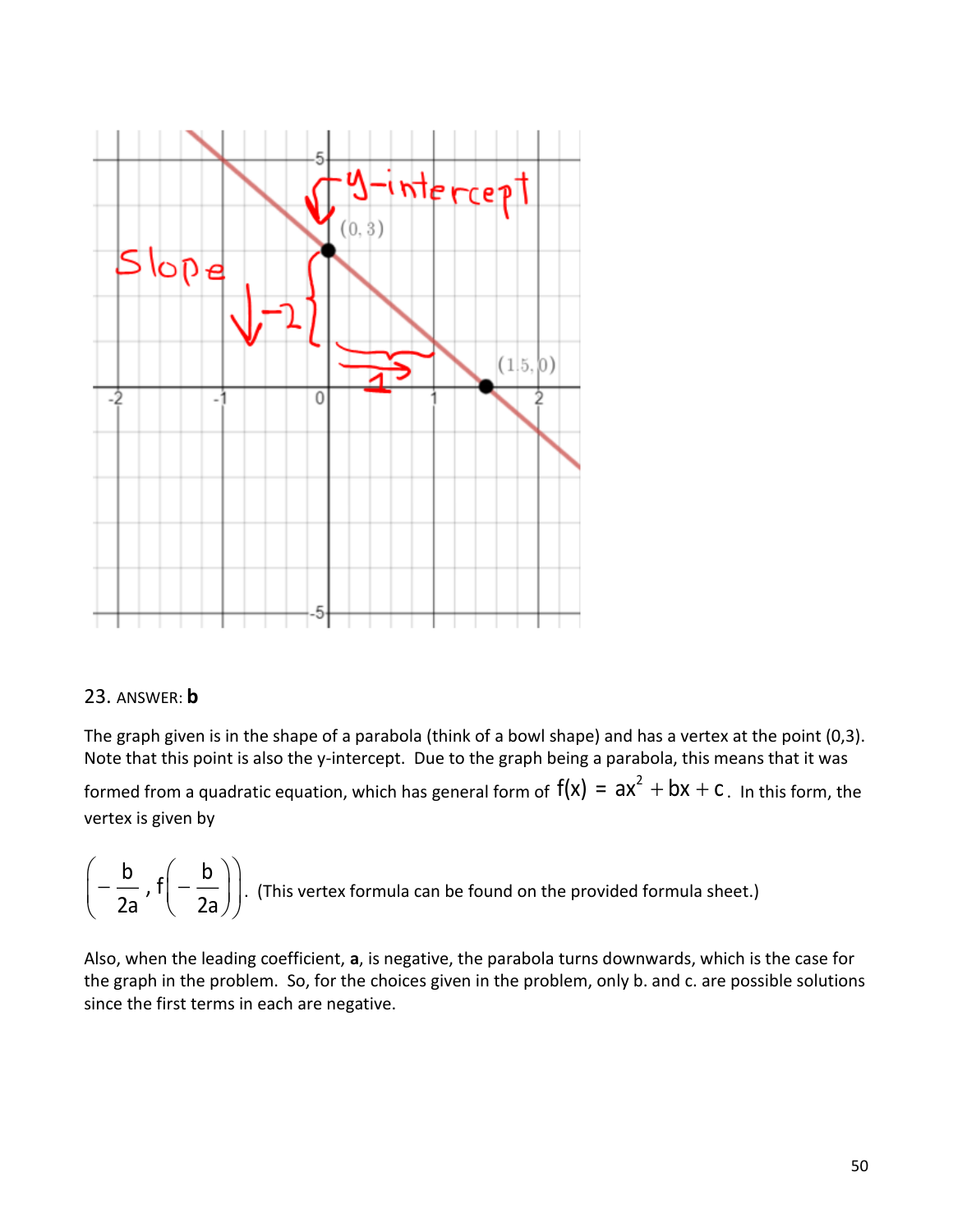23. ANSWER: **b**

The graph given is in the shape of a parabola (think of a bowl shape) and has a vertex at the point (0,3). Note that this point is also the y-intercept. Due to the graph being a parabola, this means that it was formed from a quadratic equation, which has general form of $f(x) = ax^2 + bx + c$. In this form, the vertex is given by

$\left(-\frac{b}{2a}, f\left(-\frac{b}{2a}\right)\right)$. (This vertex formula can be found on the provided formula sheet.)

Also, when the leading coefficient, **a**, is negative, the parabola turns downwards, which is the case for the graph in the problem. So, for the choices given in the problem, only b. and c. are possible solutions since the first terms in each are negative.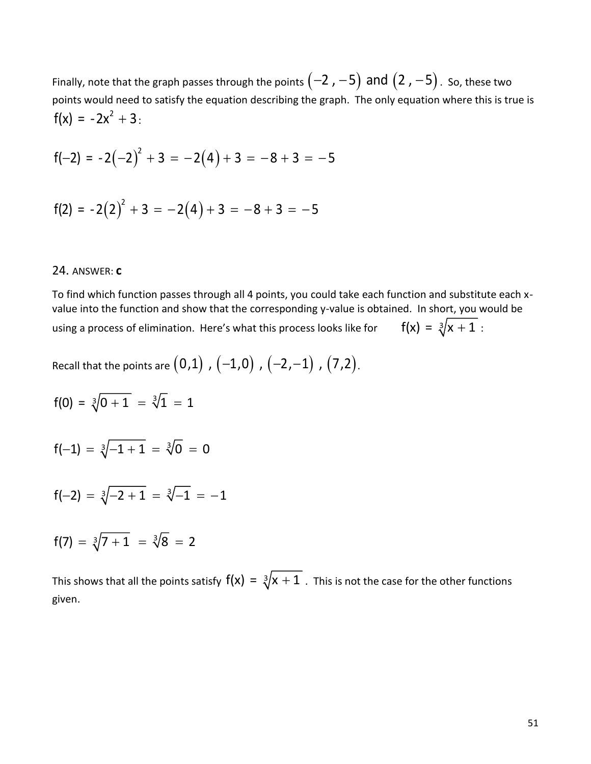Finally, note that the graph passes through the points $(-2\,,-5)$ and $(2\,,-5)$. So, these two points would need to satisfy the equation describing the graph. The only equation where this is true is $f(x) = -2x^2 + 3$:

$$f(-2) = -2(-2)^2 + 3 = -2(4) + 3 = -8 + 3 = -5$$

$$f(2) = -2(2)^2 + 3 = -2(4) + 3 = -8 + 3 = -5$$

24. ANSWER: **c**

To find which function passes through all 4 points, you could take each function and substitute each x-value into the function and show that the corresponding y-value is obtained. In short, you would be using a process of elimination. Here's what this process looks like for $f(x) = \sqrt[3]{x+1}$:

Recall that the points are $(0,1)$ , $(-1,0)$ , $(-2,-1)$ , $(7,2)$.

$$f(0) = \sqrt[3]{0+1} = \sqrt[3]{1} = 1$$

$$f(-1) = \sqrt[3]{-1+1} = \sqrt[3]{0} = 0$$

$$f(-2) = \sqrt[3]{-2+1} = \sqrt[3]{-1} = -1$$

$$f(7) = \sqrt[3]{7+1} = \sqrt[3]{8} = 2$$

This shows that all the points satisfy $f(x) = \sqrt[3]{x+1}$. This is not the case for the other functions given.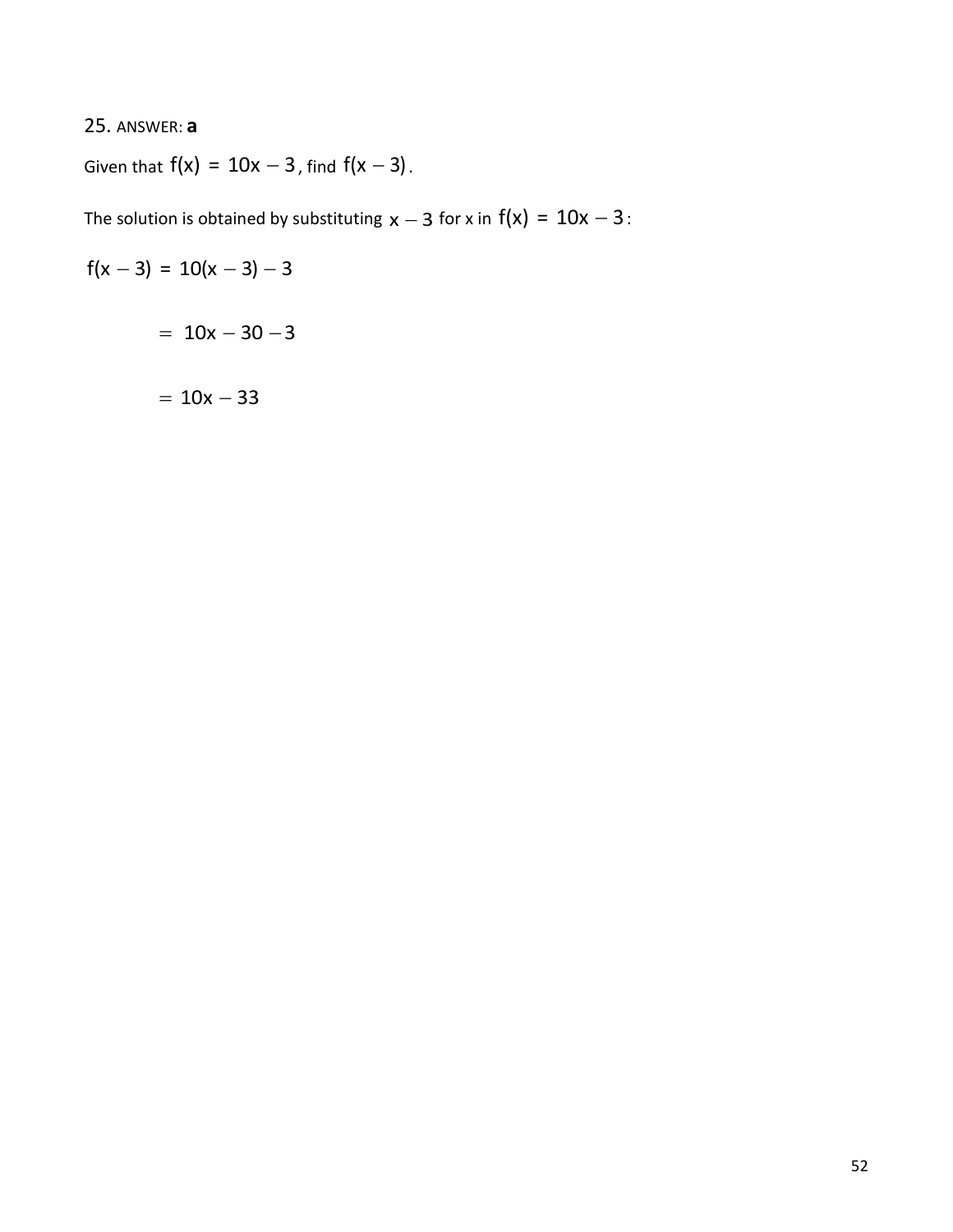25. ANSWER: **a**

Given that $f(x) = 10x - 3$, find $f(x - 3)$.

The solution is obtained by substituting $x - 3$ for x in $f(x) = 10x - 3$:

$$f(x - 3) = 10(x - 3) - 3$$

$$= 10x - 30 - 3$$

$$= 10x - 33$$